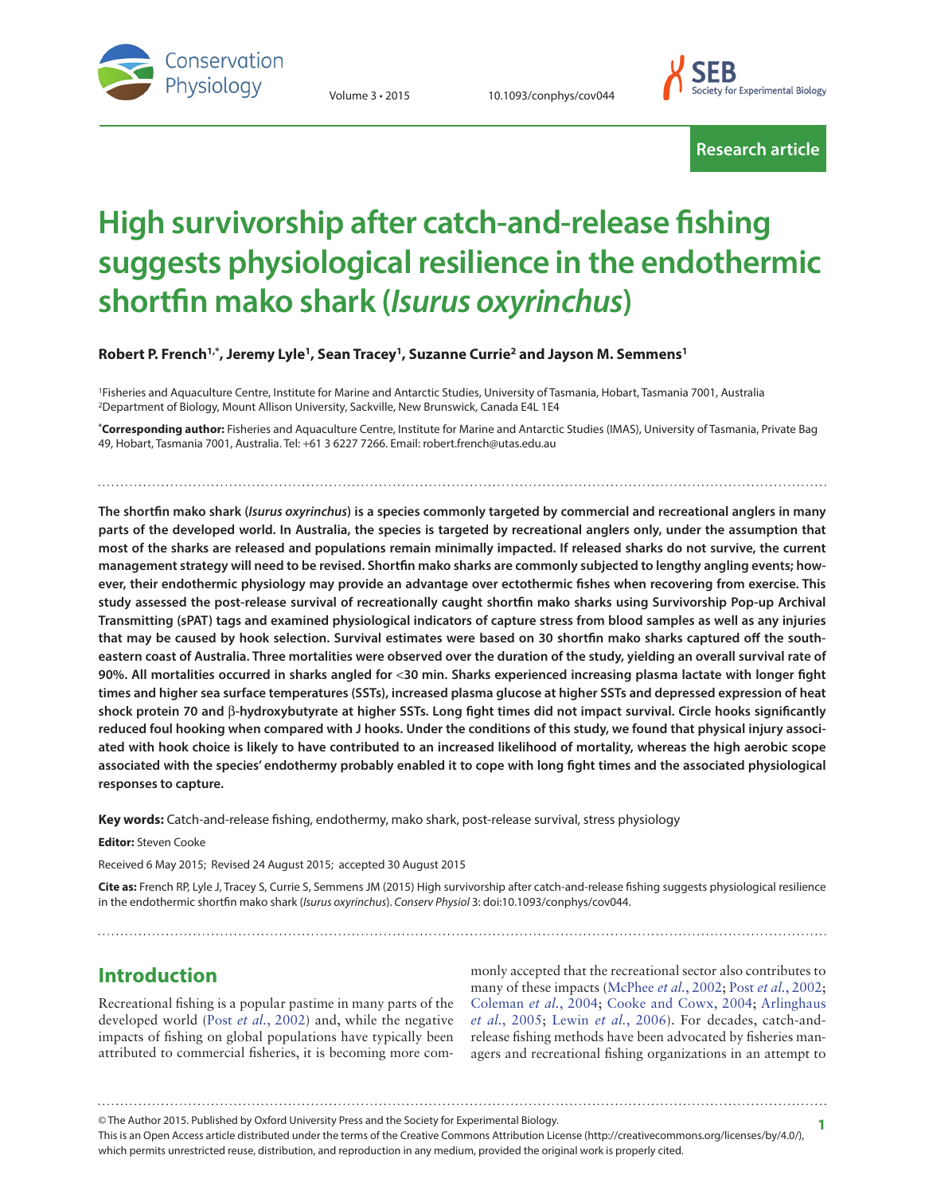Research article

# High survivorship after catch-and-release fishing suggests physiological resilience in the endothermic shortfin mako shark (*Isurus oxyrinchus*)

**Robert P. French[1,*], Jeremy Lyle[1], Sean Tracey[1], Suzanne Currie[2] and Jayson M. Semmens[1]**

[1]Fisheries and Aquaculture Centre, Institute for Marine and Antarctic Studies, University of Tasmania, Hobart, Tasmania 7001, Australia
[2]Department of Biology, Mount Allison University, Sackville, New Brunswick, Canada E4L 1E4

[*]**Corresponding author:** Fisheries and Aquaculture Centre, Institute for Marine and Antarctic Studies (IMAS), University of Tasmania, Private Bag 49, Hobart, Tasmania 7001, Australia. Tel: +61 3 6227 7266. Email: robert.french@utas.edu.au

**The shortfin mako shark (*Isurus oxyrinchus*) is a species commonly targeted by commercial and recreational anglers in many parts of the developed world. In Australia, the species is targeted by recreational anglers only, under the assumption that most of the sharks are released and populations remain minimally impacted. If released sharks do not survive, the current management strategy will need to be revised. Shortfin mako sharks are commonly subjected to lengthy angling events; however, their endothermic physiology may provide an advantage over ectothermic fishes when recovering from exercise. This study assessed the post-release survival of recreationally caught shortfin mako sharks using Survivorship Pop-up Archival Transmitting (sPAT) tags and examined physiological indicators of capture stress from blood samples as well as any injuries that may be caused by hook selection. Survival estimates were based on 30 shortfin mako sharks captured off the south-eastern coast of Australia. Three mortalities were observed over the duration of the study, yielding an overall survival rate of 90%. All mortalities occurred in sharks angled for <30 min. Sharks experienced increasing plasma lactate with longer fight times and higher sea surface temperatures (SSTs), increased plasma glucose at higher SSTs and depressed expression of heat shock protein 70 and β-hydroxybutyrate at higher SSTs. Long fight times did not impact survival. Circle hooks significantly reduced foul hooking when compared with J hooks. Under the conditions of this study, we found that physical injury associated with hook choice is likely to have contributed to an increased likelihood of mortality, whereas the high aerobic scope associated with the species' endothermy probably enabled it to cope with long fight times and the associated physiological responses to capture.**

**Key words:** Catch-and-release fishing, endothermy, mako shark, post-release survival, stress physiology

**Editor:** Steven Cooke

Received 6 May 2015; Revised 24 August 2015; accepted 30 August 2015

**Cite as:** French RP, Lyle J, Tracey S, Currie S, Semmens JM (2015) High survivorship after catch-and-release fishing suggests physiological resilience in the endothermic shortfin mako shark (*Isurus oxyrinchus*). *Conserv Physiol* 3: doi:10.1093/conphys/cov044.

## Introduction

Recreational fishing is a popular pastime in many parts of the developed world (Post *et al.*, 2002) and, while the negative impacts of fishing on global populations have typically been attributed to commercial fisheries, it is becoming more commonly accepted that the recreational sector also contributes to many of these impacts (McPhee *et al.*, 2002; Post *et al.*, 2002; Coleman *et al.*, 2004; Cooke and Cowx, 2004; Arlinghaus *et al.*, 2005; Lewin *et al.*, 2006). For decades, catch-and-release fishing methods have been advocated by fisheries managers and recreational fishing organizations in an attempt to

© The Author 2015. Published by Oxford University Press and the Society for Experimental Biology.
This is an Open Access article distributed under the terms of the Creative Commons Attribution License (http://creativecommons.org/licenses/by/4.0/), which permits unrestricted reuse, distribution, and reproduction in any medium, provided the original work is properly cited.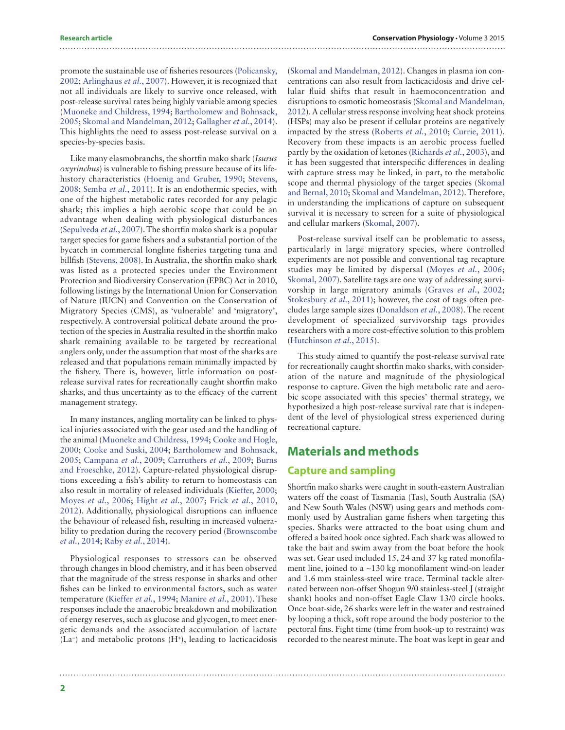promote the sustainable use of fisheries resources (Policansky, 2002; Arlinghaus *et al.*, 2007). However, it is recognized that not all individuals are likely to survive once released, with post-release survival rates being highly variable among species (Muoneke and Childress, 1994; Bartholomew and Bohnsack, 2005; Skomal and Mandelman, 2012; Gallagher *et al.*, 2014). This highlights the need to assess post-release survival on a species-by-species basis.

Like many elasmobranchs, the shortfin mako shark (*Isurus oxyrinchus*) is vulnerable to fishing pressure because of its life-history characteristics (Hoenig and Gruber, 1990; Stevens, 2008; Semba *et al.*, 2011). It is an endothermic species, with one of the highest metabolic rates recorded for any pelagic shark; this implies a high aerobic scope that could be an advantage when dealing with physiological disturbances (Sepulveda *et al.*, 2007). The shortfin mako shark is a popular target species for game fishers and a substantial portion of the bycatch in commercial longline fisheries targeting tuna and billfish (Stevens, 2008). In Australia, the shortfin mako shark was listed as a protected species under the Environment Protection and Biodiversity Conservation (EPBC) Act in 2010, following listings by the International Union for Conservation of Nature (IUCN) and Convention on the Conservation of Migratory Species (CMS), as 'vulnerable' and 'migratory', respectively. A controversial political debate around the protection of the species in Australia resulted in the shortfin mako shark remaining available to be targeted by recreational anglers only, under the assumption that most of the sharks are released and that populations remain minimally impacted by the fishery. There is, however, little information on post-release survival rates for recreationally caught shortfin mako sharks, and thus uncertainty as to the efficacy of the current management strategy.

In many instances, angling mortality can be linked to physical injuries associated with the gear used and the handling of the animal (Muoneke and Childress, 1994; Cooke and Hogle, 2000; Cooke and Suski, 2004; Bartholomew and Bohnsack, 2005; Campana *et al.*, 2009; Carruthers *et al.*, 2009; Burns and Froeschke, 2012). Capture-related physiological disruptions exceeding a fish's ability to return to homeostasis can also result in mortality of released individuals (Kieffer, 2000; Moyes *et al.*, 2006; Hight *et al.*, 2007; Frick *et al.*, 2010, 2012). Additionally, physiological disruptions can influence the behaviour of released fish, resulting in increased vulnerability to predation during the recovery period (Brownscombe *et al.*, 2014; Raby *et al.*, 2014).

Physiological responses to stressors can be observed through changes in blood chemistry, and it has been observed that the magnitude of the stress response in sharks and other fishes can be linked to environmental factors, such as water temperature (Kieffer *et al.*, 1994; Manire *et al.*, 2001). These responses include the anaerobic breakdown and mobilization of energy reserves, such as glucose and glycogen, to meet energetic demands and the associated accumulation of lactate ($La^-$) and metabolic protons ($H^+$), leading to lacticacidosis (Skomal and Mandelman, 2012). Changes in plasma ion concentrations can also result from lacticacidosis and drive cellular fluid shifts that result in haemoconcentration and disruptions to osmotic homeostasis (Skomal and Mandelman, 2012). A cellular stress response involving heat shock proteins (HSPs) may also be present if cellular proteins are negatively impacted by the stress (Roberts *et al.*, 2010; Currie, 2011). Recovery from these impacts is an aerobic process fuelled partly by the oxidation of ketones (Richards *et al.*, 2003), and it has been suggested that interspecific differences in dealing with capture stress may be linked, in part, to the metabolic scope and thermal physiology of the target species (Skomal and Bernal, 2010; Skomal and Mandelman, 2012). Therefore, in understanding the implications of capture on subsequent survival it is necessary to screen for a suite of physiological and cellular markers (Skomal, 2007).

Post-release survival itself can be problematic to assess, particularly in large migratory species, where controlled experiments are not possible and conventional tag recapture studies may be limited by dispersal (Moyes *et al.*, 2006; Skomal, 2007). Satellite tags are one way of addressing survivorship in large migratory animals (Graves *et al.*, 2002; Stokesbury *et al.*, 2011); however, the cost of tags often precludes large sample sizes (Donaldson *et al.*, 2008). The recent development of specialized survivorship tags provides researchers with a more cost-effective solution to this problem (Hutchinson *et al.*, 2015).

This study aimed to quantify the post-release survival rate for recreationally caught shortfin mako sharks, with consideration of the nature and magnitude of the physiological response to capture. Given the high metabolic rate and aerobic scope associated with this species' thermal strategy, we hypothesized a high post-release survival rate that is independent of the level of physiological stress experienced during recreational capture.

## Materials and methods

### Capture and sampling

Shortfin mako sharks were caught in south-eastern Australian waters off the coast of Tasmania (Tas), South Australia (SA) and New South Wales (NSW) using gears and methods commonly used by Australian game fishers when targeting this species. Sharks were attracted to the boat using chum and offered a baited hook once sighted. Each shark was allowed to take the bait and swim away from the boat before the hook was set. Gear used included 15, 24 and 37 kg rated monofilament line, joined to a ~130 kg monofilament wind-on leader and 1.6 mm stainless-steel wire trace. Terminal tackle alternated between non-offset Shogun 9/0 stainless-steel J (straight shank) hooks and non-offset Eagle Claw 13/0 circle hooks. Once boat-side, 26 sharks were left in the water and restrained by looping a thick, soft rope around the body posterior to the pectoral fins. Fight time (time from hook-up to restraint) was recorded to the nearest minute. The boat was kept in gear and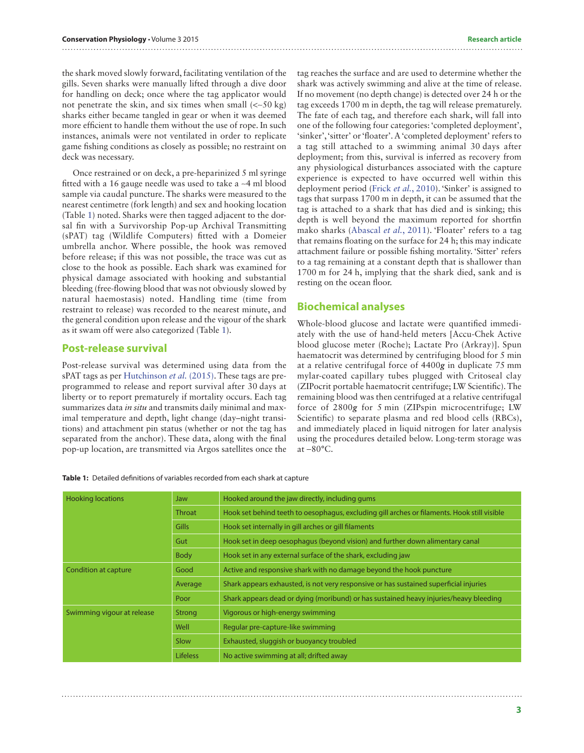the shark moved slowly forward, facilitating ventilation of the gills. Seven sharks were manually lifted through a dive door for handling on deck; once where the tag applicator would not penetrate the skin, and six times when small (<~50 kg) sharks either became tangled in gear or when it was deemed more efficient to handle them without the use of rope. In such instances, animals were not ventilated in order to replicate game fishing conditions as closely as possible; no restraint on deck was necessary.

Once restrained or on deck, a pre-heparinized 5 ml syringe fitted with a 16 gauge needle was used to take a ~4 ml blood sample via caudal puncture. The sharks were measured to the nearest centimetre (fork length) and sex and hooking location (Table 1) noted. Sharks were then tagged adjacent to the dorsal fin with a Survivorship Pop-up Archival Transmitting (sPAT) tag (Wildlife Computers) fitted with a Domeier umbrella anchor. Where possible, the hook was removed before release; if this was not possible, the trace was cut as close to the hook as possible. Each shark was examined for physical damage associated with hooking and substantial bleeding (free-flowing blood that was not obviously slowed by natural haemostasis) noted. Handling time (time from restraint to release) was recorded to the nearest minute, and the general condition upon release and the vigour of the shark as it swam off were also categorized (Table 1).

## Post-release survival

Post-release survival was determined using data from the sPAT tags as per Hutchinson *et al.* (2015). These tags are pre-programmed to release and report survival after 30 days at liberty or to report prematurely if mortality occurs. Each tag summarizes data *in situ* and transmits daily minimal and maximal temperature and depth, light change (day–night transitions) and attachment pin status (whether or not the tag has separated from the anchor). These data, along with the final pop-up location, are transmitted via Argos satellites once the tag reaches the surface and are used to determine whether the shark was actively swimming and alive at the time of release. If no movement (no depth change) is detected over 24 h or the tag exceeds 1700 m in depth, the tag will release prematurely. The fate of each tag, and therefore each shark, will fall into one of the following four categories: 'completed deployment', 'sinker', 'sitter' or 'floater'. A 'completed deployment' refers to a tag still attached to a swimming animal 30 days after deployment; from this, survival is inferred as recovery from any physiological disturbances associated with the capture experience is expected to have occurred well within this deployment period (Frick *et al.*, 2010). 'Sinker' is assigned to tags that surpass 1700 m in depth, it can be assumed that the tag is attached to a shark that has died and is sinking; this depth is well beyond the maximum reported for shortfin mako sharks (Abascal *et al.*, 2011). 'Floater' refers to a tag that remains floating on the surface for 24 h; this may indicate attachment failure or possible fishing mortality. 'Sitter' refers to a tag remaining at a constant depth that is shallower than 1700 m for 24 h, implying that the shark died, sank and is resting on the ocean floor.

## Biochemical analyses

Whole-blood glucose and lactate were quantified immediately with the use of hand-held meters [Accu-Chek Active blood glucose meter (Roche); Lactate Pro (Arkray)]. Spun haematocrit was determined by centrifuging blood for 5 min at a relative centrifugal force of 4400***g*** in duplicate 75 mm mylar-coated capillary tubes plugged with Critoseal clay (ZIPocrit portable haematocrit centrifuge; LW Scientific). The remaining blood was then centrifuged at a relative centrifugal force of 2800***g*** for 5 min (ZIPspin microcentrifuge; LW Scientific) to separate plasma and red blood cells (RBCs), and immediately placed in liquid nitrogen for later analysis using the procedures detailed below. Long-term storage was at −80°C.

**Table 1:** Detailed definitions of variables recorded from each shark at capture

| | | |
|---|---|---|
| Hooking locations | Jaw | Hooked around the jaw directly, including gums |
| | Throat | Hook set behind teeth to oesophagus, excluding gill arches or filaments. Hook still visible |
| | Gills | Hook set internally in gill arches or gill filaments |
| | Gut | Hook set in deep oesophagus (beyond vision) and further down alimentary canal |
| | Body | Hook set in any external surface of the shark, excluding jaw |
| Condition at capture | Good | Active and responsive shark with no damage beyond the hook puncture |
| | Average | Shark appears exhausted, is not very responsive or has sustained superficial injuries |
| | Poor | Shark appears dead or dying (moribund) or has sustained heavy injuries/heavy bleeding |
| Swimming vigour at release | Strong | Vigorous or high-energy swimming |
| | Well | Regular pre-capture-like swimming |
| | Slow | Exhausted, sluggish or buoyancy troubled |
| | Lifeless | No active swimming at all; drifted away |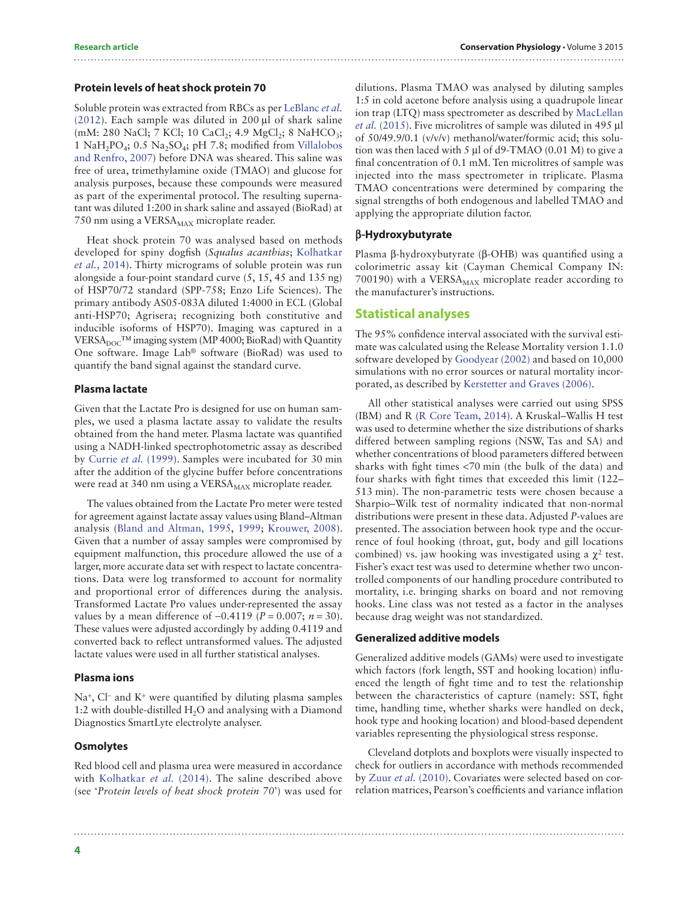### Protein levels of heat shock protein 70

Soluble protein was extracted from RBCs as per LeBlanc *et al.* (2012). Each sample was diluted in 200 µl of shark saline (mM: 280 NaCl; 7 KCl; 10 $CaCl_2$; 4.9 $MgCl_2$; 8 $NaHCO_3$; 1 $NaH_2PO_4$; 0.5 $Na_2SO_4$; pH 7.8; modified from Villalobos and Renfro, 2007) before DNA was sheared. This saline was free of urea, trimethylamine oxide (TMAO) and glucose for analysis purposes, because these compounds were measured as part of the experimental protocol. The resulting supernatant was diluted 1:200 in shark saline and assayed (BioRad) at 750 nm using a $VERSA_{MAX}$ microplate reader.

Heat shock protein 70 was analysed based on methods developed for spiny dogfish (*Squalus acanthias*; Kolhatkar *et al.*, 2014). Thirty micrograms of soluble protein was run alongside a four-point standard curve (5, 15, 45 and 135 ng) of HSP70/72 standard (SPP-758; Enzo Life Sciences). The primary antibody AS05-083A diluted 1:4000 in ECL (Global anti-HSP70; Agrisera; recognizing both constitutive and inducible isoforms of HSP70). Imaging was captured in a $VERSA_{DOC}$™ imaging system (MP 4000; BioRad) with Quantity One software. Image Lab® software (BioRad) was used to quantify the band signal against the standard curve.

### Plasma lactate

Given that the Lactate Pro is designed for use on human samples, we used a plasma lactate assay to validate the results obtained from the hand meter. Plasma lactate was quantified using a NADH-linked spectrophotometric assay as described by Currie *et al.* (1999). Samples were incubated for 30 min after the addition of the glycine buffer before concentrations were read at 340 nm using a $VERSA_{MAX}$ microplate reader.

The values obtained from the Lactate Pro meter were tested for agreement against lactate assay values using Bland–Altman analysis (Bland and Altman, 1995, 1999; Krouwer, 2008). Given that a number of assay samples were compromised by equipment malfunction, this procedure allowed the use of a larger, more accurate data set with respect to lactate concentrations. Data were log transformed to account for normality and proportional error of differences during the analysis. Transformed Lactate Pro values under-represented the assay values by a mean difference of −0.4119 ($P = 0.007$; $n = 30$). These values were adjusted accordingly by adding 0.4119 and converted back to reflect untransformed values. The adjusted lactate values were used in all further statistical analyses.

### Plasma ions

$Na^+$, $Cl^-$ and $K^+$ were quantified by diluting plasma samples 1:2 with double-distilled $H_2O$ and analysing with a Diamond Diagnostics SmartLyte electrolyte analyser.

### Osmolytes

Red blood cell and plasma urea were measured in accordance with Kolhatkar *et al.* (2014). The saline described above (see '*Protein levels of heat shock protein 70*') was used for dilutions. Plasma TMAO was analysed by diluting samples 1:5 in cold acetone before analysis using a quadrupole linear ion trap (LTQ) mass spectrometer as described by MacLellan *et al.* (2015). Five microlitres of sample was diluted in 495 µl of 50/49.9/0.1 (v/v/v) methanol/water/formic acid; this solution was then laced with 5 µl of d9-TMAO (0.01 M) to give a final concentration of 0.1 mM. Ten microlitres of sample was injected into the mass spectrometer in triplicate. Plasma TMAO concentrations were determined by comparing the signal strengths of both endogenous and labelled TMAO and applying the appropriate dilution factor.

### β-Hydroxybutyrate

Plasma β-hydroxybutyrate (β-OHB) was quantified using a colorimetric assay kit (Cayman Chemical Company IN: 700190) with a $VERSA_{MAX}$ microplate reader according to the manufacturer's instructions.

## Statistical analyses

The 95% confidence interval associated with the survival estimate was calculated using the Release Mortality version 1.1.0 software developed by Goodyear (2002) and based on 10,000 simulations with no error sources or natural mortality incorporated, as described by Kerstetter and Graves (2006).

All other statistical analyses were carried out using SPSS (IBM) and R (R Core Team, 2014). A Kruskal–Wallis H test was used to determine whether the size distributions of sharks differed between sampling regions (NSW, Tas and SA) and whether concentrations of blood parameters differed between sharks with fight times <70 min (the bulk of the data) and four sharks with fight times that exceeded this limit (122–513 min). The non-parametric tests were chosen because a Sharpio–Wilk test of normality indicated that non-normal distributions were present in these data. Adjusted *P*-values are presented. The association between hook type and the occurrence of foul hooking (throat, gut, body and gill locations combined) vs. jaw hooking was investigated using a $\chi^2$ test. Fisher's exact test was used to determine whether two uncontrolled components of our handling procedure contributed to mortality, i.e. bringing sharks on board and not removing hooks. Line class was not tested as a factor in the analyses because drag weight was not standardized.

### Generalized additive models

Generalized additive models (GAMs) were used to investigate which factors (fork length, SST and hooking location) influenced the length of fight time and to test the relationship between the characteristics of capture (namely: SST, fight time, handling time, whether sharks were handled on deck, hook type and hooking location) and blood-based dependent variables representing the physiological stress response.

Cleveland dotplots and boxplots were visually inspected to check for outliers in accordance with methods recommended by Zuur *et al.* (2010). Covariates were selected based on correlation matrices, Pearson's coefficients and variance inflation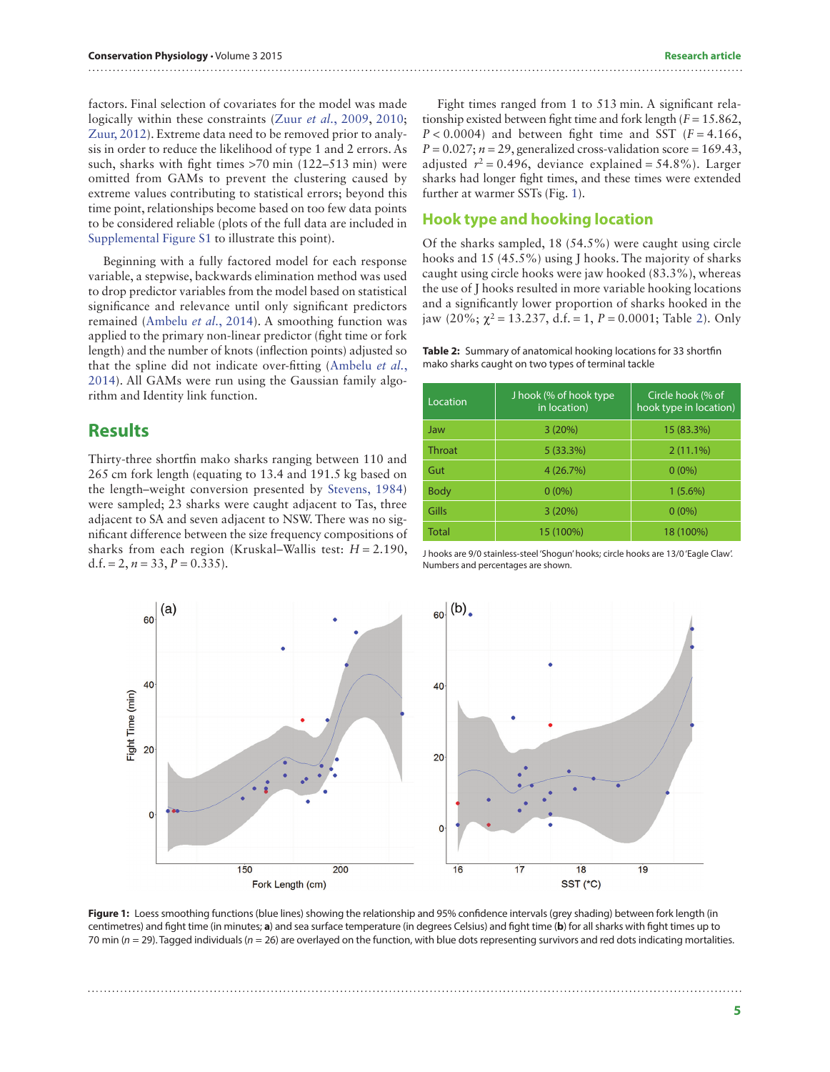factors. Final selection of covariates for the model was made logically within these constraints (Zuur *et al.*, 2009, 2010; Zuur, 2012). Extreme data need to be removed prior to analysis in order to reduce the likelihood of type 1 and 2 errors. As such, sharks with fight times >70 min (122–513 min) were omitted from GAMs to prevent the clustering caused by extreme values contributing to statistical errors; beyond this time point, relationships become based on too few data points to be considered reliable (plots of the full data are included in Supplemental Figure S1 to illustrate this point).

Beginning with a fully factored model for each response variable, a stepwise, backwards elimination method was used to drop predictor variables from the model based on statistical significance and relevance until only significant predictors remained (Ambelu *et al.*, 2014). A smoothing function was applied to the primary non-linear predictor (fight time or fork length) and the number of knots (inflection points) adjusted so that the spline did not indicate over-fitting (Ambelu *et al.*, 2014). All GAMs were run using the Gaussian family algorithm and Identity link function.

## Results

Thirty-three shortfin mako sharks ranging between 110 and 265 cm fork length (equating to 13.4 and 191.5 kg based on the length–weight conversion presented by Stevens, 1984) were sampled; 23 sharks were caught adjacent to SA, three adjacent to Tas, and seven adjacent to NSW. There was no significant difference between the size frequency compositions of sharks from each region (Kruskal–Wallis test: $H = 2.190$, d.f. = 2, $n = 33$, $P = 0.335$).

Fight times ranged from 1 to 513 min. A significant relationship existed between fight time and fork length ($F = 15.862$, $P < 0.0004$) and between fight time and SST ($F = 4.166$, $P = 0.027$; $n = 29$, generalized cross-validation score = 169.43, adjusted $r^2 = 0.496$, deviance explained = 54.8%). Larger sharks had longer fight times, and these times were extended further at warmer SSTs (Fig. 1).

## Hook type and hooking location

Of the sharks sampled, 18 (54.5%) were caught using circle hooks and 15 (45.5%) using J hooks. The majority of sharks caught using circle hooks were jaw hooked (83.3%), whereas the use of J hooks resulted in more variable hooking locations and a significantly lower proportion of sharks hooked in the jaw (20%; $\chi^2 = 13.237$, d.f. = 1, $P = 0.0001$; Table 2). Only

**Table 2:** Summary of anatomical hooking locations for 33 shortfin mako sharks caught on two types of terminal tackle

| Location | J hook (% of hook type in location) | Circle hook (% of hook type in location) |
|---|---|---|
| Jaw | 3 (20%) | 15 (83.3%) |
| Throat | 5 (33.3%) | 2 (11.1%) |
| Gut | 4 (26.7%) | 0 (0%) |
| Body | 0 (0%) | 1 (5.6%) |
| Gills | 3 (20%) | 0 (0%) |
| Total | 15 (100%) | 18 (100%) |

J hooks are 9/0 stainless-steel 'Shogun' hooks; circle hooks are 13/0 'Eagle Claw'. Numbers and percentages are shown.

**Figure 1:** Loess smoothing functions (blue lines) showing the relationship and 95% confidence intervals (grey shading) between fork length (in centimetres) and fight time (in minutes; **a**) and sea surface temperature (in degrees Celsius) and fight time (**b**) for all sharks with fight times up to 70 min ($n = 29$). Tagged individuals ($n = 26$) are overlayed on the function, with blue dots representing survivors and red dots indicating mortalities.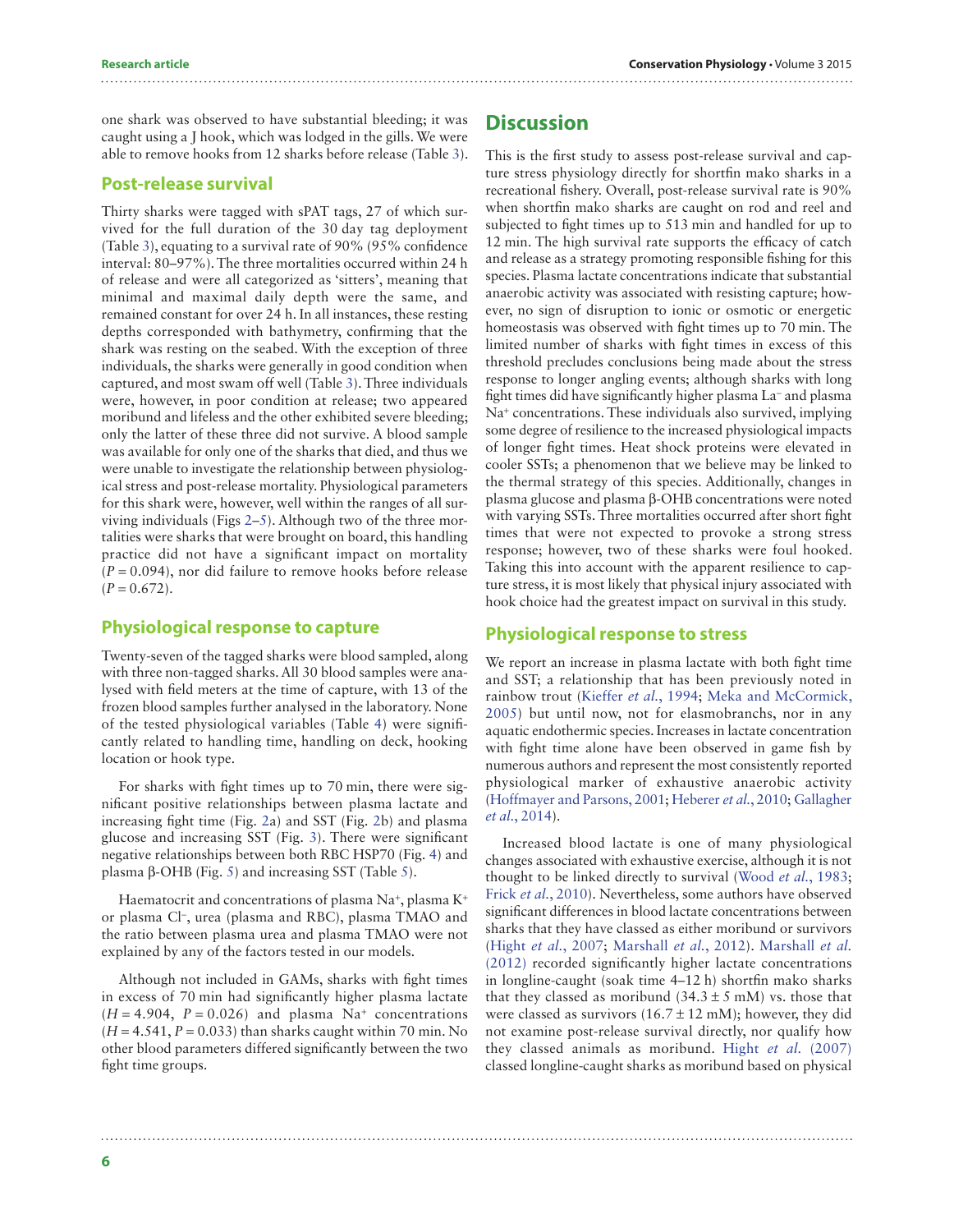one shark was observed to have substantial bleeding; it was caught using a J hook, which was lodged in the gills. We were able to remove hooks from 12 sharks before release (Table 3).

## Post-release survival

Thirty sharks were tagged with sPAT tags, 27 of which survived for the full duration of the 30 day tag deployment (Table 3), equating to a survival rate of 90% (95% confidence interval: 80–97%). The three mortalities occurred within 24 h of release and were all categorized as 'sitters', meaning that minimal and maximal daily depth were the same, and remained constant for over 24 h. In all instances, these resting depths corresponded with bathymetry, confirming that the shark was resting on the seabed. With the exception of three individuals, the sharks were generally in good condition when captured, and most swam off well (Table 3). Three individuals were, however, in poor condition at release; two appeared moribund and lifeless and the other exhibited severe bleeding; only the latter of these three did not survive. A blood sample was available for only one of the sharks that died, and thus we were unable to investigate the relationship between physiological stress and post-release mortality. Physiological parameters for this shark were, however, well within the ranges of all surviving individuals (Figs 2–5). Although two of the three mortalities were sharks that were brought on board, this handling practice did not have a significant impact on mortality ($P = 0.094$), nor did failure to remove hooks before release ($P = 0.672$).

## Physiological response to capture

Twenty-seven of the tagged sharks were blood sampled, along with three non-tagged sharks. All 30 blood samples were analysed with field meters at the time of capture, with 13 of the frozen blood samples further analysed in the laboratory. None of the tested physiological variables (Table 4) were significantly related to handling time, handling on deck, hooking location or hook type.

For sharks with fight times up to 70 min, there were significant positive relationships between plasma lactate and increasing fight time (Fig. 2a) and SST (Fig. 2b) and plasma glucose and increasing SST (Fig. 3). There were significant negative relationships between both RBC HSP70 (Fig. 4) and plasma β-OHB (Fig. 5) and increasing SST (Table 5).

Haematocrit and concentrations of plasma $Na^+$, plasma $K^+$ or plasma $Cl^-$, urea (plasma and RBC), plasma TMAO and the ratio between plasma urea and plasma TMAO were not explained by any of the factors tested in our models.

Although not included in GAMs, sharks with fight times in excess of 70 min had significantly higher plasma lactate ($H = 4.904$, $P = 0.026$) and plasma $Na^+$ concentrations ($H = 4.541$, $P = 0.033$) than sharks caught within 70 min. No other blood parameters differed significantly between the two fight time groups.

# Discussion

This is the first study to assess post-release survival and capture stress physiology directly for shortfin mako sharks in a recreational fishery. Overall, post-release survival rate is 90% when shortfin mako sharks are caught on rod and reel and subjected to fight times up to 513 min and handled for up to 12 min. The high survival rate supports the efficacy of catch and release as a strategy promoting responsible fishing for this species. Plasma lactate concentrations indicate that substantial anaerobic activity was associated with resisting capture; however, no sign of disruption to ionic or osmotic or energetic homeostasis was observed with fight times up to 70 min. The limited number of sharks with fight times in excess of this threshold precludes conclusions being made about the stress response to longer angling events; although sharks with long fight times did have significantly higher plasma $La^-$ and plasma $Na^+$ concentrations. These individuals also survived, implying some degree of resilience to the increased physiological impacts of longer fight times. Heat shock proteins were elevated in cooler SSTs; a phenomenon that we believe may be linked to the thermal strategy of this species. Additionally, changes in plasma glucose and plasma β-OHB concentrations were noted with varying SSTs. Three mortalities occurred after short fight times that were not expected to provoke a strong stress response; however, two of these sharks were foul hooked. Taking this into account with the apparent resilience to capture stress, it is most likely that physical injury associated with hook choice had the greatest impact on survival in this study.

## Physiological response to stress

We report an increase in plasma lactate with both fight time and SST; a relationship that has been previously noted in rainbow trout (Kieffer *et al.*, 1994; Meka and McCormick, 2005) but until now, not for elasmobranchs, nor in any aquatic endothermic species. Increases in lactate concentration with fight time alone have been observed in game fish by numerous authors and represent the most consistently reported physiological marker of exhaustive anaerobic activity (Hoffmayer and Parsons, 2001; Heberer *et al.*, 2010; Gallagher *et al.*, 2014).

Increased blood lactate is one of many physiological changes associated with exhaustive exercise, although it is not thought to be linked directly to survival (Wood *et al.*, 1983; Frick *et al.*, 2010). Nevertheless, some authors have observed significant differences in blood lactate concentrations between sharks that they have classed as either moribund or survivors (Hight *et al.*, 2007; Marshall *et al.*, 2012). Marshall *et al.* (2012) recorded significantly higher lactate concentrations in longline-caught (soak time 4–12 h) shortfin mako sharks that they classed as moribund (34.3 ± 5 mM) vs. those that were classed as survivors (16.7 ± 12 mM); however, they did not examine post-release survival directly, nor qualify how they classed animals as moribund. Hight *et al.* (2007) classed longline-caught sharks as moribund based on physical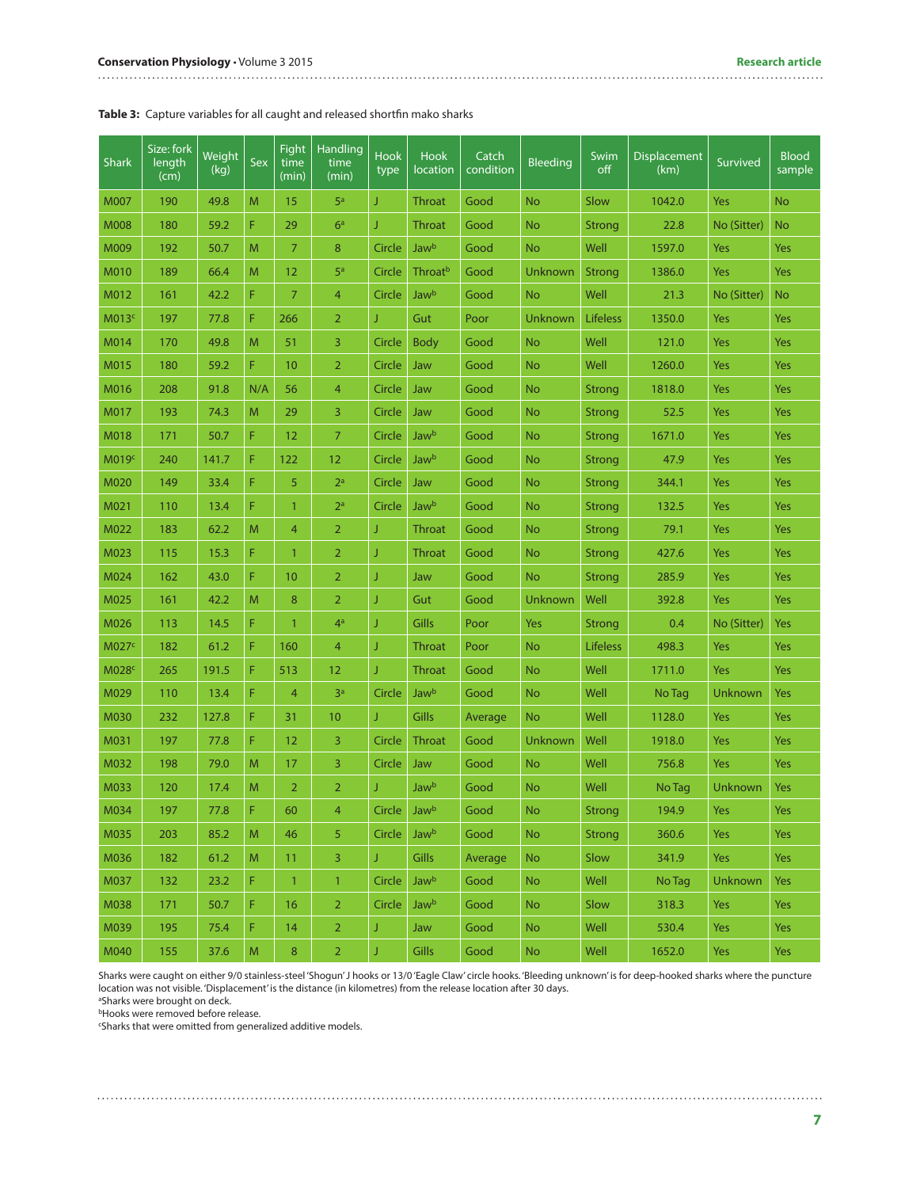**Table 3:** Capture variables for all caught and released shortfin mako sharks

| Shark | Size: fork length (cm) | Weight (kg) | Sex | Fight time (min) | Handling time (min) | Hook type | Hook location | Catch condition | Bleeding | Swim off | Displacement (km) | Survived | Blood sample |
|---|---|---|---|---|---|---|---|---|---|---|---|---|---|
| M007 | 190 | 49.8 | M | 15 | 5[a] | J | Throat | Good | No | Slow | 1042.0 | Yes | No |
| M008 | 180 | 59.2 | F | 29 | 6[a] | J | Throat | Good | No | Strong | 22.8 | No (Sitter) | No |
| M009 | 192 | 50.7 | M | 7 | 8 | Circle | Jaw[b] | Good | No | Well | 1597.0 | Yes | Yes |
| M010 | 189 | 66.4 | M | 12 | 5[a] | Circle | Throat[b] | Good | Unknown | Strong | 1386.0 | Yes | Yes |
| M012 | 161 | 42.2 | F | 7 | 4 | Circle | Jaw[b] | Good | No | Well | 21.3 | No (Sitter) | No |
| M013[c] | 197 | 77.8 | F | 266 | 2 | J | Gut | Poor | Unknown | Lifeless | 1350.0 | Yes | Yes |
| M014 | 170 | 49.8 | M | 51 | 3 | Circle | Body | Good | No | Well | 121.0 | Yes | Yes |
| M015 | 180 | 59.2 | F | 10 | 2 | Circle | Jaw | Good | No | Well | 1260.0 | Yes | Yes |
| M016 | 208 | 91.8 | N/A | 56 | 4 | Circle | Jaw | Good | No | Strong | 1818.0 | Yes | Yes |
| M017 | 193 | 74.3 | M | 29 | 3 | Circle | Jaw | Good | No | Strong | 52.5 | Yes | Yes |
| M018 | 171 | 50.7 | F | 12 | 7 | Circle | Jaw[b] | Good | No | Strong | 1671.0 | Yes | Yes |
| M019[c] | 240 | 141.7 | F | 122 | 12 | Circle | Jaw[b] | Good | No | Strong | 47.9 | Yes | Yes |
| M020 | 149 | 33.4 | F | 5 | 2[a] | Circle | Jaw | Good | No | Strong | 344.1 | Yes | Yes |
| M021 | 110 | 13.4 | F | 1 | 2[a] | Circle | Jaw[b] | Good | No | Strong | 132.5 | Yes | Yes |
| M022 | 183 | 62.2 | M | 4 | 2 | J | Throat | Good | No | Strong | 79.1 | Yes | Yes |
| M023 | 115 | 15.3 | F | 1 | 2 | J | Throat | Good | No | Strong | 427.6 | Yes | Yes |
| M024 | 162 | 43.0 | F | 10 | 2 | J | Jaw | Good | No | Strong | 285.9 | Yes | Yes |
| M025 | 161 | 42.2 | M | 8 | 2 | J | Gut | Good | Unknown | Well | 392.8 | Yes | Yes |
| M026 | 113 | 14.5 | F | 1 | 4[a] | J | Gills | Poor | Yes | Strong | 0.4 | No (Sitter) | Yes |
| M027[c] | 182 | 61.2 | F | 160 | 4 | J | Throat | Poor | No | Lifeless | 498.3 | Yes | Yes |
| M028[c] | 265 | 191.5 | F | 513 | 12 | J | Throat | Good | No | Well | 1711.0 | Yes | Yes |
| M029 | 110 | 13.4 | F | 4 | 3[a] | Circle | Jaw[b] | Good | No | Well | No Tag | Unknown | Yes |
| M030 | 232 | 127.8 | F | 31 | 10 | J | Gills | Average | No | Well | 1128.0 | Yes | Yes |
| M031 | 197 | 77.8 | F | 12 | 3 | Circle | Throat | Good | Unknown | Well | 1918.0 | Yes | Yes |
| M032 | 198 | 79.0 | M | 17 | 3 | Circle | Jaw | Good | No | Well | 756.8 | Yes | Yes |
| M033 | 120 | 17.4 | M | 2 | 2 | J | Jaw[b] | Good | No | Well | No Tag | Unknown | Yes |
| M034 | 197 | 77.8 | F | 60 | 4 | Circle | Jaw[b] | Good | No | Strong | 194.9 | Yes | Yes |
| M035 | 203 | 85.2 | M | 46 | 5 | Circle | Jaw[b] | Good | No | Strong | 360.6 | Yes | Yes |
| M036 | 182 | 61.2 | M | 11 | 3 | J | Gills | Average | No | Slow | 341.9 | Yes | Yes |
| M037 | 132 | 23.2 | F | 1 | 1 | Circle | Jaw[b] | Good | No | Well | No Tag | Unknown | Yes |
| M038 | 171 | 50.7 | F | 16 | 2 | Circle | Jaw[b] | Good | No | Slow | 318.3 | Yes | Yes |
| M039 | 195 | 75.4 | F | 14 | 2 | J | Jaw | Good | No | Well | 530.4 | Yes | Yes |
| M040 | 155 | 37.6 | M | 8 | 2 | J | Gills | Good | No | Well | 1652.0 | Yes | Yes |

Sharks were caught on either 9/0 stainless-steel 'Shogun' J hooks or 13/0 'Eagle Claw' circle hooks. 'Bleeding unknown' is for deep-hooked sharks where the puncture location was not visible. 'Displacement' is the distance (in kilometres) from the release location after 30 days.
[a]Sharks were brought on deck.
[b]Hooks were removed before release.
[c]Sharks that were omitted from generalized additive models.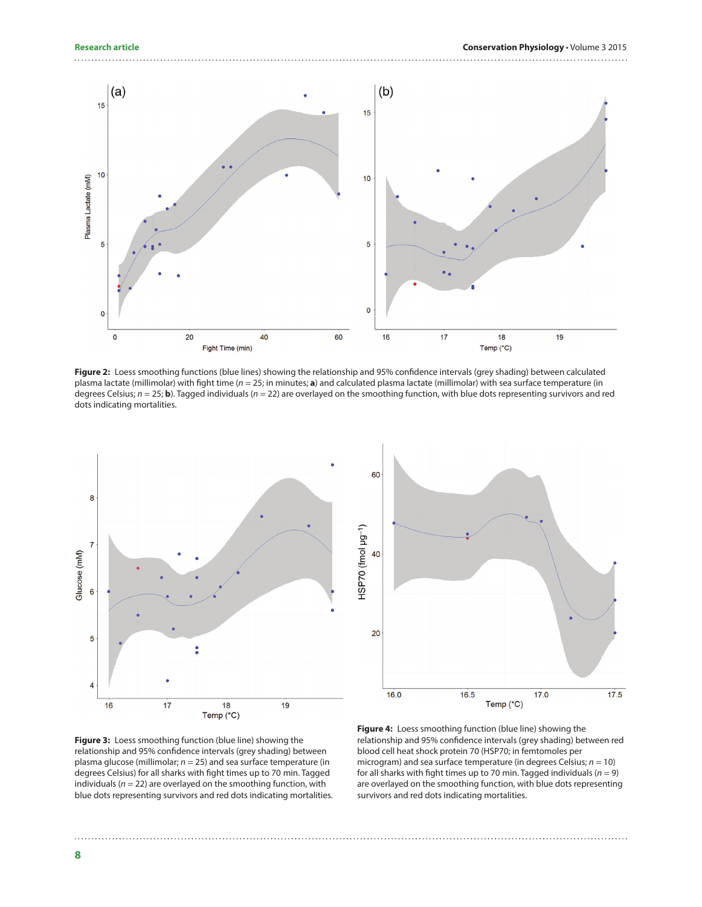**Figure 2:** Loess smoothing functions (blue lines) showing the relationship and 95% confidence intervals (grey shading) between calculated plasma lactate (millimolar) with fight time ($n = 25$; in minutes; **a**) and calculated plasma lactate (millimolar) with sea surface temperature (in degrees Celsius; $n = 25$; **b**). Tagged individuals ($n = 22$) are overlayed on the smoothing function, with blue dots representing survivors and red dots indicating mortalities.

**Figure 3:** Loess smoothing function (blue line) showing the relationship and 95% confidence intervals (grey shading) between plasma glucose (millimolar; $n = 25$) and sea surface temperature (in degrees Celsius) for all sharks with fight times up to 70 min. Tagged individuals ($n = 22$) are overlayed on the smoothing function, with blue dots representing survivors and red dots indicating mortalities.

**Figure 4:** Loess smoothing function (blue line) showing the relationship and 95% confidence intervals (grey shading) between red blood cell heat shock protein 70 (HSP70; in femtomoles per microgram) and sea surface temperature (in degrees Celsius; $n = 10$) for all sharks with fight times up to 70 min. Tagged individuals ($n = 9$) are overlayed on the smoothing function, with blue dots representing survivors and red dots indicating mortalities.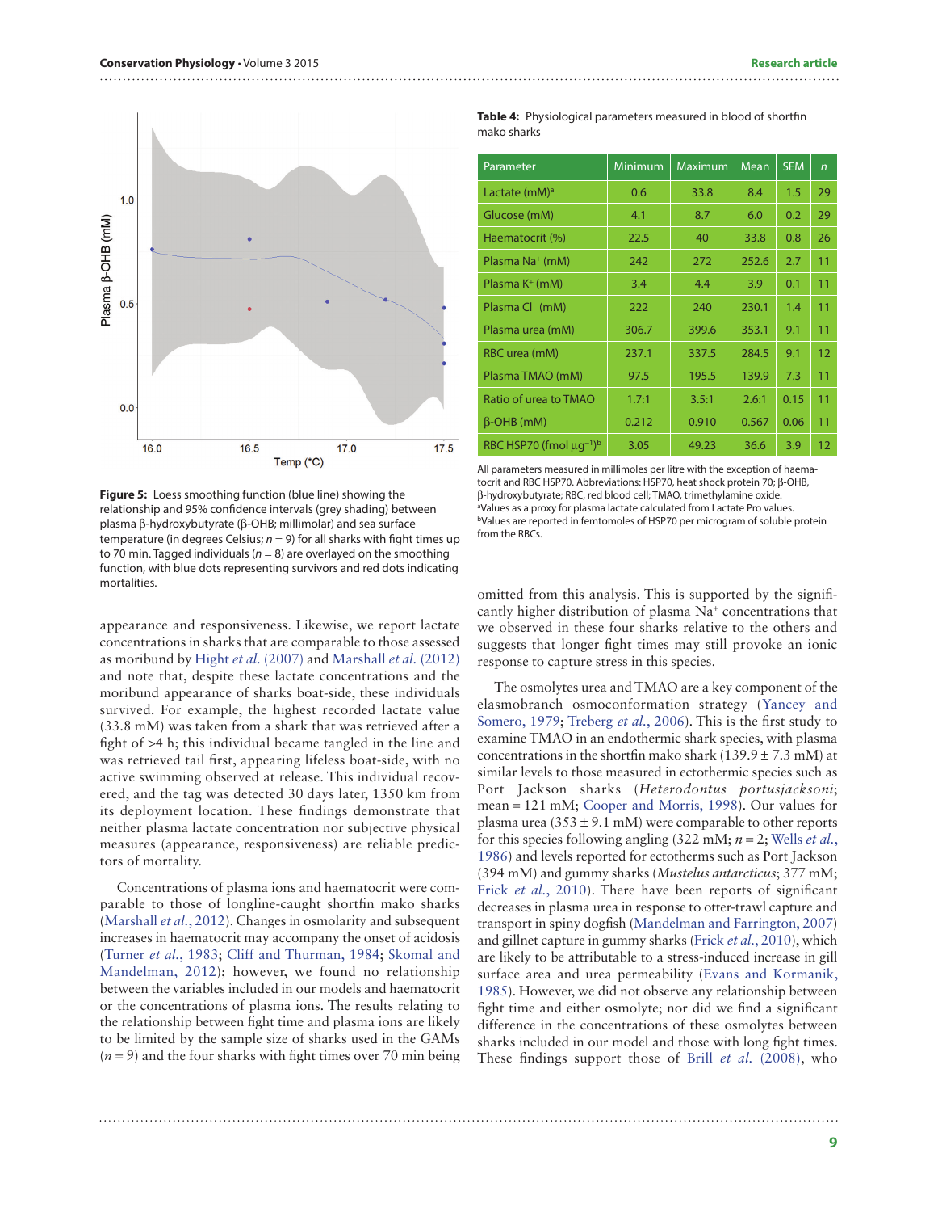**Table 4:** Physiological parameters measured in blood of shortfin mako sharks

| Parameter | Minimum | Maximum | Mean | SEM | *n* |
|---|---|---|---|---|---|
| Lactate (mM)[a] | 0.6 | 33.8 | 8.4 | 1.5 | 29 |
| Glucose (mM) | 4.1 | 8.7 | 6.0 | 0.2 | 29 |
| Haematocrit (%) | 22.5 | 40 | 33.8 | 0.8 | 26 |
| Plasma $Na^+$ (mM) | 242 | 272 | 252.6 | 2.7 | 11 |
| Plasma $K^+$ (mM) | 3.4 | 4.4 | 3.9 | 0.1 | 11 |
| Plasma $Cl^-$ (mM) | 222 | 240 | 230.1 | 1.4 | 11 |
| Plasma urea (mM) | 306.7 | 399.6 | 353.1 | 9.1 | 11 |
| RBC urea (mM) | 237.1 | 337.5 | 284.5 | 9.1 | 12 |
| Plasma TMAO (mM) | 97.5 | 195.5 | 139.9 | 7.3 | 11 |
| Ratio of urea to TMAO | 1.7:1 | 3.5:1 | 2.6:1 | 0.15 | 11 |
| β-OHB (mM) | 0.212 | 0.910 | 0.567 | 0.06 | 11 |
| RBC HSP70 (fmol $\mu g^{-1}$)[b] | 3.05 | 49.23 | 36.6 | 3.9 | 12 |

All parameters measured in millimoles per litre with the exception of haematocrit and RBC HSP70. Abbreviations: HSP70, heat shock protein 70; β-OHB, β-hydroxybutyrate; RBC, red blood cell; TMAO, trimethylamine oxide.
[a]Values as a proxy for plasma lactate calculated from Lactate Pro values.
[b]Values are reported in femtomoles of HSP70 per microgram of soluble protein from the RBCs.

**Figure 5:** Loess smoothing function (blue line) showing the relationship and 95% confidence intervals (grey shading) between plasma β-hydroxybutyrate (β-OHB; millimolar) and sea surface temperature (in degrees Celsius; *n* = 9) for all sharks with fight times up to 70 min. Tagged individuals (*n* = 8) are overlayed on the smoothing function, with blue dots representing survivors and red dots indicating mortalities.

appearance and responsiveness. Likewise, we report lactate concentrations in sharks that are comparable to those assessed as moribund by Hight *et al.* (2007) and Marshall *et al.* (2012) and note that, despite these lactate concentrations and the moribund appearance of sharks boat-side, these individuals survived. For example, the highest recorded lactate value (33.8 mM) was taken from a shark that was retrieved after a fight of >4 h; this individual became tangled in the line and was retrieved tail first, appearing lifeless boat-side, with no active swimming observed at release. This individual recovered, and the tag was detected 30 days later, 1350 km from its deployment location. These findings demonstrate that neither plasma lactate concentration nor subjective physical measures (appearance, responsiveness) are reliable predictors of mortality.

Concentrations of plasma ions and haematocrit were comparable to those of longline-caught shortfin mako sharks (Marshall *et al.*, 2012). Changes in osmolarity and subsequent increases in haematocrit may accompany the onset of acidosis (Turner *et al.*, 1983; Cliff and Thurman, 1984; Skomal and Mandelman, 2012); however, we found no relationship between the variables included in our models and haematocrit or the concentrations of plasma ions. The results relating to the relationship between fight time and plasma ions are likely to be limited by the sample size of sharks used in the GAMs (*n* = 9) and the four sharks with fight times over 70 min being omitted from this analysis. This is supported by the significantly higher distribution of plasma $Na^+$ concentrations that we observed in these four sharks relative to the others and suggests that longer fight times may still provoke an ionic response to capture stress in this species.

The osmolytes urea and TMAO are a key component of the elasmobranch osmoconformation strategy (Yancey and Somero, 1979; Treberg *et al.*, 2006). This is the first study to examine TMAO in an endothermic shark species, with plasma concentrations in the shortfin mako shark (139.9 ± 7.3 mM) at similar levels to those measured in ectothermic species such as Port Jackson sharks (*Heterodontus portusjacksoni*; mean = 121 mM; Cooper and Morris, 1998). Our values for plasma urea (353 ± 9.1 mM) were comparable to other reports for this species following angling (322 mM; *n* = 2; Wells *et al.*, 1986) and levels reported for ectotherms such as Port Jackson (394 mM) and gummy sharks (*Mustelus antarcticus*; 377 mM; Frick *et al.*, 2010). There have been reports of significant decreases in plasma urea in response to otter-trawl capture and transport in spiny dogfish (Mandelman and Farrington, 2007) and gillnet capture in gummy sharks (Frick *et al.*, 2010), which are likely to be attributable to a stress-induced increase in gill surface area and urea permeability (Evans and Kormanik, 1985). However, we did not observe any relationship between fight time and either osmolyte; nor did we find a significant difference in the concentrations of these osmolytes between sharks included in our model and those with long fight times. These findings support those of Brill *et al.* (2008), who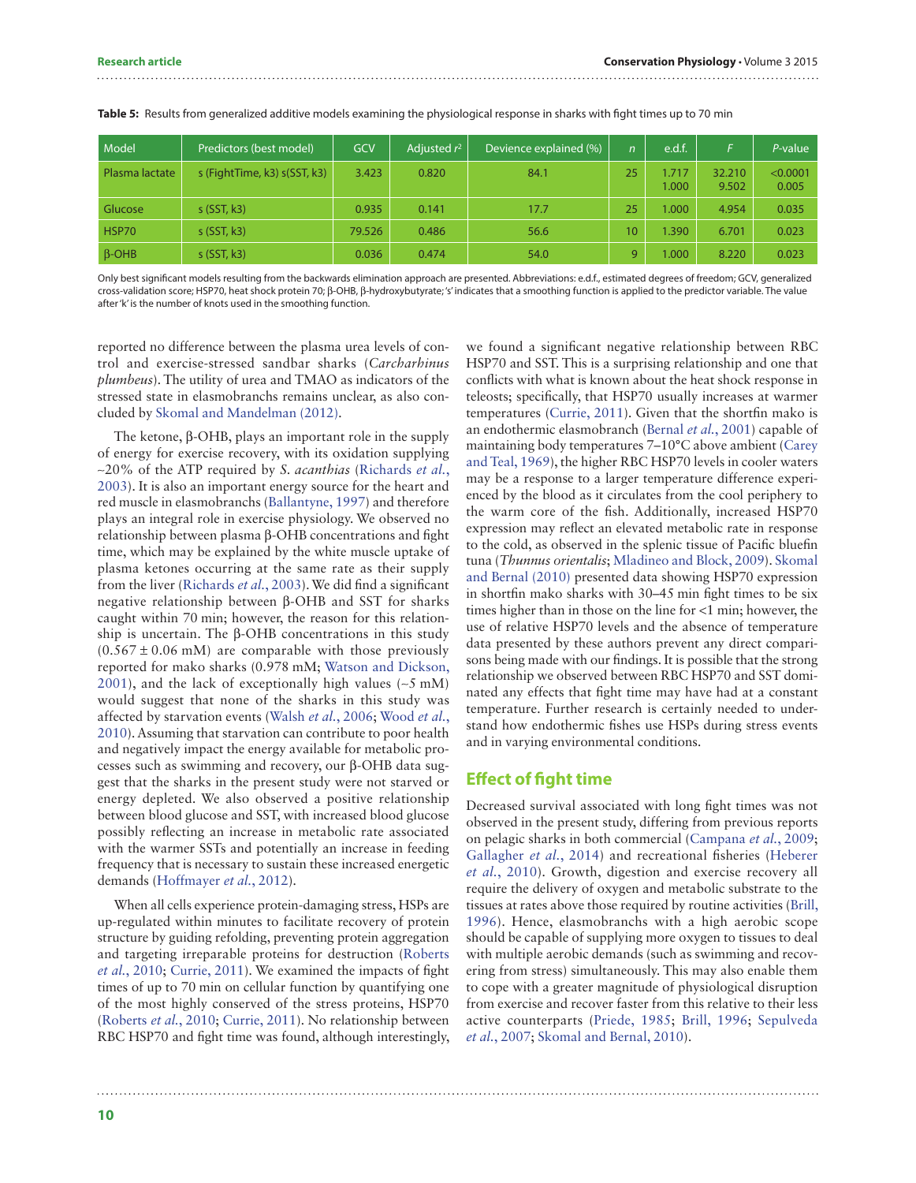**Table 5:** Results from generalized additive models examining the physiological response in sharks with fight times up to 70 min

| Model | Predictors (best model) | GCV | Adjusted $r^2$ | Devience explained (%) | $n$ | e.d.f. | $F$ | $P$-value |
|---|---|---|---|---|---|---|---|---|
| Plasma lactate | s (FightTime, k3) s(SST, k3) | 3.423 | 0.820 | 84.1 | 25 | 1.717<br>1.000 | 32.210<br>9.502 | <0.0001<br>0.005 |
| Glucose | s (SST, k3) | 0.935 | 0.141 | 17.7 | 25 | 1.000 | 4.954 | 0.035 |
| HSP70 | s (SST, k3) | 79.526 | 0.486 | 56.6 | 10 | 1.390 | 6.701 | 0.023 |
| β-OHB | s (SST, k3) | 0.036 | 0.474 | 54.0 | 9 | 1.000 | 8.220 | 0.023 |

Only best significant models resulting from the backwards elimination approach are presented. Abbreviations: e.d.f., estimated degrees of freedom; GCV, generalized cross-validation score; HSP70, heat shock protein 70; β-OHB, β-hydroxybutyrate; 's' indicates that a smoothing function is applied to the predictor variable. The value after 'k' is the number of knots used in the smoothing function.

reported no difference between the plasma urea levels of control and exercise-stressed sandbar sharks (*Carcharhinus plumbeus*). The utility of urea and TMAO as indicators of the stressed state in elasmobranchs remains unclear, as also concluded by Skomal and Mandelman (2012).

The ketone, β-OHB, plays an important role in the supply of energy for exercise recovery, with its oxidation supplying ~20% of the ATP required by *S. acanthias* (Richards *et al.*, 2003). It is also an important energy source for the heart and red muscle in elasmobranchs (Ballantyne, 1997) and therefore plays an integral role in exercise physiology. We observed no relationship between plasma β-OHB concentrations and fight time, which may be explained by the white muscle uptake of plasma ketones occurring at the same rate as their supply from the liver (Richards *et al.*, 2003). We did find a significant negative relationship between β-OHB and SST for sharks caught within 70 min; however, the reason for this relationship is uncertain. The β-OHB concentrations in this study (0.567 ± 0.06 mM) are comparable with those previously reported for mako sharks (0.978 mM; Watson and Dickson, 2001), and the lack of exceptionally high values (~5 mM) would suggest that none of the sharks in this study was affected by starvation events (Walsh *et al.*, 2006; Wood *et al.*, 2010). Assuming that starvation can contribute to poor health and negatively impact the energy available for metabolic processes such as swimming and recovery, our β-OHB data suggest that the sharks in the present study were not starved or energy depleted. We also observed a positive relationship between blood glucose and SST, with increased blood glucose possibly reflecting an increase in metabolic rate associated with the warmer SSTs and potentially an increase in feeding frequency that is necessary to sustain these increased energetic demands (Hoffmayer *et al.*, 2012).

When all cells experience protein-damaging stress, HSPs are up-regulated within minutes to facilitate recovery of protein structure by guiding refolding, preventing protein aggregation and targeting irreparable proteins for destruction (Roberts *et al.*, 2010; Currie, 2011). We examined the impacts of fight times of up to 70 min on cellular function by quantifying one of the most highly conserved of the stress proteins, HSP70 (Roberts *et al.*, 2010; Currie, 2011). No relationship between RBC HSP70 and fight time was found, although interestingly, we found a significant negative relationship between RBC HSP70 and SST. This is a surprising relationship and one that conflicts with what is known about the heat shock response in teleosts; specifically, that HSP70 usually increases at warmer temperatures (Currie, 2011). Given that the shortfin mako is an endothermic elasmobranch (Bernal *et al.*, 2001) capable of maintaining body temperatures 7–10°C above ambient (Carey and Teal, 1969), the higher RBC HSP70 levels in cooler waters may be a response to a larger temperature difference experienced by the blood as it circulates from the cool periphery to the warm core of the fish. Additionally, increased HSP70 expression may reflect an elevated metabolic rate in response to the cold, as observed in the splenic tissue of Pacific bluefin tuna (*Thunnus orientalis*; Mladineo and Block, 2009). Skomal and Bernal (2010) presented data showing HSP70 expression in shortfin mako sharks with 30–45 min fight times to be six times higher than in those on the line for <1 min; however, the use of relative HSP70 levels and the absence of temperature data presented by these authors prevent any direct comparisons being made with our findings. It is possible that the strong relationship we observed between RBC HSP70 and SST dominated any effects that fight time may have had at a constant temperature. Further research is certainly needed to understand how endothermic fishes use HSPs during stress events and in varying environmental conditions.

## Effect of fight time

Decreased survival associated with long fight times was not observed in the present study, differing from previous reports on pelagic sharks in both commercial (Campana *et al.*, 2009; Gallagher *et al.*, 2014) and recreational fisheries (Heberer *et al.*, 2010). Growth, digestion and exercise recovery all require the delivery of oxygen and metabolic substrate to the tissues at rates above those required by routine activities (Brill, 1996). Hence, elasmobranchs with a high aerobic scope should be capable of supplying more oxygen to tissues to deal with multiple aerobic demands (such as swimming and recovering from stress) simultaneously. This may also enable them to cope with a greater magnitude of physiological disruption from exercise and recover faster from this relative to their less active counterparts (Priede, 1985; Brill, 1996; Sepulveda *et al.*, 2007; Skomal and Bernal, 2010).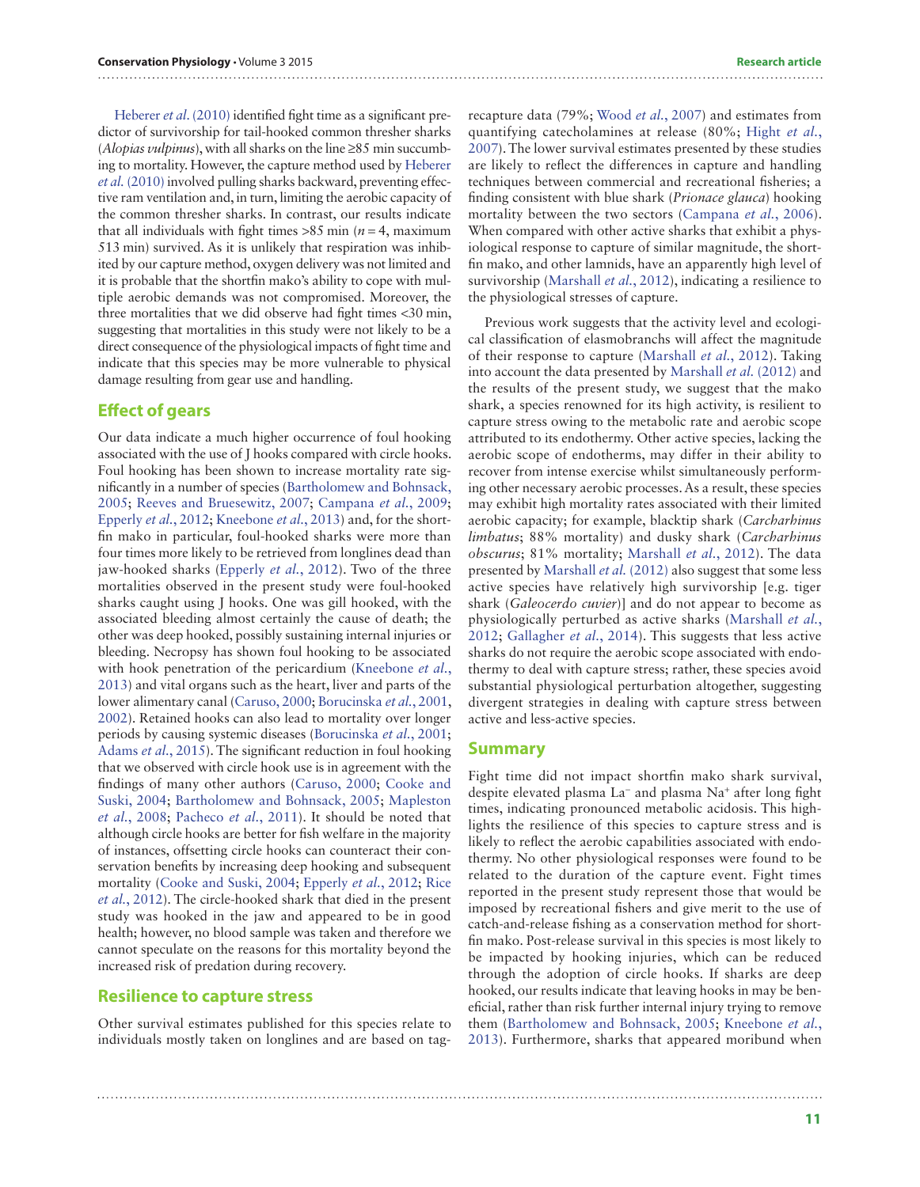Heberer *et al.* (2010) identified fight time as a significant predictor of survivorship for tail-hooked common thresher sharks (*Alopias vulpinus*), with all sharks on the line ≥85 min succumbing to mortality. However, the capture method used by Heberer *et al.* (2010) involved pulling sharks backward, preventing effective ram ventilation and, in turn, limiting the aerobic capacity of the common thresher sharks. In contrast, our results indicate that all individuals with fight times >85 min ($n = 4$, maximum 513 min) survived. As it is unlikely that respiration was inhibited by our capture method, oxygen delivery was not limited and it is probable that the shortfin mako's ability to cope with multiple aerobic demands was not compromised. Moreover, the three mortalities that we did observe had fight times <30 min, suggesting that mortalities in this study were not likely to be a direct consequence of the physiological impacts of fight time and indicate that this species may be more vulnerable to physical damage resulting from gear use and handling.

## Effect of gears

Our data indicate a much higher occurrence of foul hooking associated with the use of J hooks compared with circle hooks. Foul hooking has been shown to increase mortality rate significantly in a number of species (Bartholomew and Bohnsack, 2005; Reeves and Bruesewitz, 2007; Campana *et al.*, 2009; Epperly *et al.*, 2012; Kneebone *et al.*, 2013) and, for the shortfin mako in particular, foul-hooked sharks were more than four times more likely to be retrieved from longlines dead than jaw-hooked sharks (Epperly *et al.*, 2012). Two of the three mortalities observed in the present study were foul-hooked sharks caught using J hooks. One was gill hooked, with the associated bleeding almost certainly the cause of death; the other was deep hooked, possibly sustaining internal injuries or bleeding. Necropsy has shown foul hooking to be associated with hook penetration of the pericardium (Kneebone *et al.*, 2013) and vital organs such as the heart, liver and parts of the lower alimentary canal (Caruso, 2000; Borucinska *et al.*, 2001, 2002). Retained hooks can also lead to mortality over longer periods by causing systemic diseases (Borucinska *et al.*, 2001; Adams *et al.*, 2015). The significant reduction in foul hooking that we observed with circle hook use is in agreement with the findings of many other authors (Caruso, 2000; Cooke and Suski, 2004; Bartholomew and Bohnsack, 2005; Mapleston *et al.*, 2008; Pacheco *et al.*, 2011). It should be noted that although circle hooks are better for fish welfare in the majority of instances, offsetting circle hooks can counteract their conservation benefits by increasing deep hooking and subsequent mortality (Cooke and Suski, 2004; Epperly *et al.*, 2012; Rice *et al.*, 2012). The circle-hooked shark that died in the present study was hooked in the jaw and appeared to be in good health; however, no blood sample was taken and therefore we cannot speculate on the reasons for this mortality beyond the increased risk of predation during recovery.

## Resilience to capture stress

Other survival estimates published for this species relate to individuals mostly taken on longlines and are based on tag-recapture data (79%; Wood *et al.*, 2007) and estimates from quantifying catecholamines at release (80%; Hight *et al.*, 2007). The lower survival estimates presented by these studies are likely to reflect the differences in capture and handling techniques between commercial and recreational fisheries; a finding consistent with blue shark (*Prionace glauca*) hooking mortality between the two sectors (Campana *et al.*, 2006). When compared with other active sharks that exhibit a physiological response to capture of similar magnitude, the shortfin mako, and other lamnids, have an apparently high level of survivorship (Marshall *et al.*, 2012), indicating a resilience to the physiological stresses of capture.

Previous work suggests that the activity level and ecological classification of elasmobranchs will affect the magnitude of their response to capture (Marshall *et al.*, 2012). Taking into account the data presented by Marshall *et al.* (2012) and the results of the present study, we suggest that the mako shark, a species renowned for its high activity, is resilient to capture stress owing to the metabolic rate and aerobic scope attributed to its endothermy. Other active species, lacking the aerobic scope of endotherms, may differ in their ability to recover from intense exercise whilst simultaneously performing other necessary aerobic processes. As a result, these species may exhibit high mortality rates associated with their limited aerobic capacity; for example, blacktip shark (*Carcharhinus limbatus*; 88% mortality) and dusky shark (*Carcharhinus obscurus*; 81% mortality; Marshall *et al.*, 2012). The data presented by Marshall *et al.* (2012) also suggest that some less active species have relatively high survivorship [e.g. tiger shark (*Galeocerdo cuvier*)] and do not appear to become as physiologically perturbed as active sharks (Marshall *et al.*, 2012; Gallagher *et al.*, 2014). This suggests that less active sharks do not require the aerobic scope associated with endothermy to deal with capture stress; rather, these species avoid substantial physiological perturbation altogether, suggesting divergent strategies in dealing with capture stress between active and less-active species.

## Summary

Fight time did not impact shortfin mako shark survival, despite elevated plasma $La^-$ and plasma $Na^+$ after long fight times, indicating pronounced metabolic acidosis. This highlights the resilience of this species to capture stress and is likely to reflect the aerobic capabilities associated with endothermy. No other physiological responses were found to be related to the duration of the capture event. Fight times reported in the present study represent those that would be imposed by recreational fishers and give merit to the use of catch-and-release fishing as a conservation method for shortfin mako. Post-release survival in this species is most likely to be impacted by hooking injuries, which can be reduced through the adoption of circle hooks. If sharks are deep hooked, our results indicate that leaving hooks in may be beneficial, rather than risk further internal injury trying to remove them (Bartholomew and Bohnsack, 2005; Kneebone *et al.*, 2013). Furthermore, sharks that appeared moribund when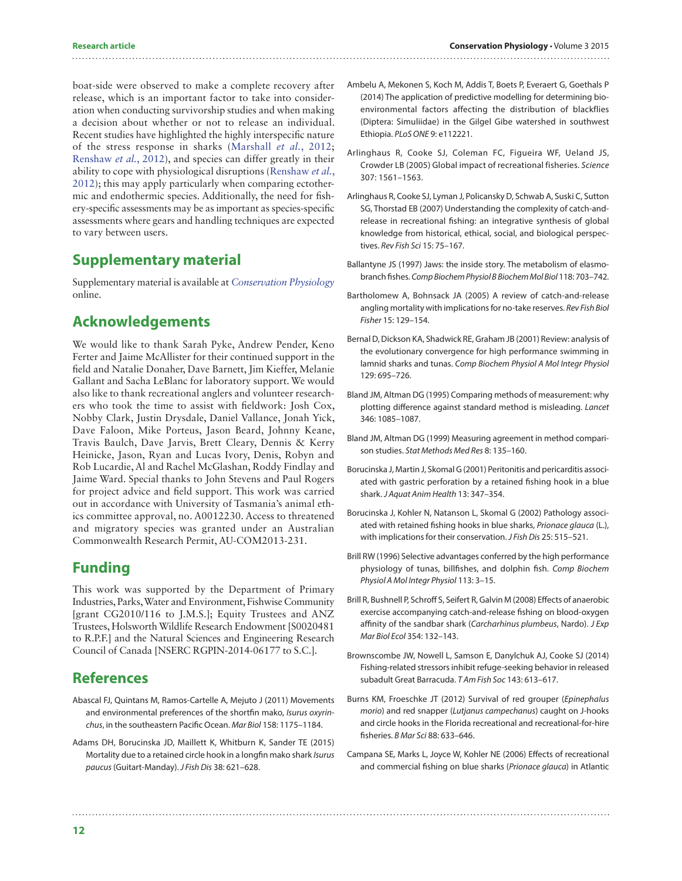boat-side were observed to make a complete recovery after release, which is an important factor to take into consideration when conducting survivorship studies and when making a decision about whether or not to release an individual. Recent studies have highlighted the highly interspecific nature of the stress response in sharks (Marshall *et al.*, 2012; Renshaw *et al.*, 2012), and species can differ greatly in their ability to cope with physiological disruptions (Renshaw *et al.*, 2012); this may apply particularly when comparing ectothermic and endothermic species. Additionally, the need for fishery-specific assessments may be as important as species-specific assessments where gears and handling techniques are expected to vary between users.

## Supplementary material

Supplementary material is available at *Conservation Physiology* online.

## Acknowledgements

We would like to thank Sarah Pyke, Andrew Pender, Keno Ferter and Jaime McAllister for their continued support in the field and Natalie Donaher, Dave Barnett, Jim Kieffer, Melanie Gallant and Sacha LeBlanc for laboratory support. We would also like to thank recreational anglers and volunteer researchers who took the time to assist with fieldwork: Josh Cox, Nobby Clark, Justin Drysdale, Daniel Vallance, Jonah Yick, Dave Faloon, Mike Porteus, Jason Beard, Johnny Keane, Travis Baulch, Dave Jarvis, Brett Cleary, Dennis & Kerry Heinicke, Jason, Ryan and Lucas Ivory, Denis, Robyn and Rob Lucardie, Al and Rachel McGlashan, Roddy Findlay and Jaime Ward. Special thanks to John Stevens and Paul Rogers for project advice and field support. This work was carried out in accordance with University of Tasmania's animal ethics committee approval, no. A0012230. Access to threatened and migratory species was granted under an Australian Commonwealth Research Permit, AU-COM2013-231.

## Funding

This work was supported by the Department of Primary Industries, Parks, Water and Environment, Fishwise Community [grant CG2010/116 to J.M.S.]; Equity Trustees and ANZ Trustees, Holsworth Wildlife Research Endowment [S0020481 to R.P.F.] and the Natural Sciences and Engineering Research Council of Canada [NSERC RGPIN-2014-06177 to S.C.].

## References

Abascal FJ, Quintans M, Ramos-Cartelle A, Mejuto J (2011) Movements and environmental preferences of the shortfin mako, *Isurus oxyrinchus*, in the southeastern Pacific Ocean. *Mar Biol* 158: 1175–1184.

Adams DH, Borucinska JD, Maillett K, Whitburn K, Sander TE (2015) Mortality due to a retained circle hook in a longfin mako shark *Isurus paucus* (Guitart-Manday). *J Fish Dis* 38: 621–628.

Ambelu A, Mekonen S, Koch M, Addis T, Boets P, Everaert G, Goethals P (2014) The application of predictive modelling for determining bio-environmental factors affecting the distribution of blackflies (Diptera: Simuliidae) in the Gilgel Gibe watershed in southwest Ethiopia. *PLoS ONE* 9: e112221.

Arlinghaus R, Cooke SJ, Coleman FC, Figueira WF, Ueland JS, Crowder LB (2005) Global impact of recreational fisheries. *Science* 307: 1561–1563.

Arlinghaus R, Cooke SJ, Lyman J, Policansky D, Schwab A, Suski C, Sutton SG, Thorstad EB (2007) Understanding the complexity of catch-and-release in recreational fishing: an integrative synthesis of global knowledge from historical, ethical, social, and biological perspectives. *Rev Fish Sci* 15: 75–167.

Ballantyne JS (1997) Jaws: the inside story. The metabolism of elasmobranch fishes. *Comp Biochem Physiol B Biochem Mol Biol* 118: 703–742.

Bartholomew A, Bohnsack JA (2005) A review of catch-and-release angling mortality with implications for no-take reserves. *Rev Fish Biol Fisher* 15: 129–154.

Bernal D, Dickson KA, Shadwick RE, Graham JB (2001) Review: analysis of the evolutionary convergence for high performance swimming in lamnid sharks and tunas. *Comp Biochem Physiol A Mol Integr Physiol* 129: 695–726.

Bland JM, Altman DG (1995) Comparing methods of measurement: why plotting difference against standard method is misleading. *Lancet* 346: 1085–1087.

Bland JM, Altman DG (1999) Measuring agreement in method comparison studies. *Stat Methods Med Res* 8: 135–160.

Borucinska J, Martin J, Skomal G (2001) Peritonitis and pericarditis associated with gastric perforation by a retained fishing hook in a blue shark. *J Aquat Anim Health* 13: 347–354.

Borucinska J, Kohler N, Natanson L, Skomal G (2002) Pathology associated with retained fishing hooks in blue sharks, *Prionace glauca* (L.), with implications for their conservation. *J Fish Dis* 25: 515–521.

Brill RW (1996) Selective advantages conferred by the high performance physiology of tunas, billfishes, and dolphin fish. *Comp Biochem Physiol A Mol Integr Physiol* 113: 3–15.

Brill R, Bushnell P, Schroff S, Seifert R, Galvin M (2008) Effects of anaerobic exercise accompanying catch-and-release fishing on blood-oxygen affinity of the sandbar shark (*Carcharhinus plumbeus*, Nardo). *J Exp Mar Biol Ecol* 354: 132–143.

Brownscombe JW, Nowell L, Samson E, Danylchuk AJ, Cooke SJ (2014) Fishing-related stressors inhibit refuge-seeking behavior in released subadult Great Barracuda. *T Am Fish Soc* 143: 613–617.

Burns KM, Froeschke JT (2012) Survival of red grouper (*Epinephalus morio*) and red snapper (*Lutjanus campechanus*) caught on J-hooks and circle hooks in the Florida recreational and recreational-for-hire fisheries. *B Mar Sci* 88: 633–646.

Campana SE, Marks L, Joyce W, Kohler NE (2006) Effects of recreational and commercial fishing on blue sharks (*Prionace glauca*) in Atlantic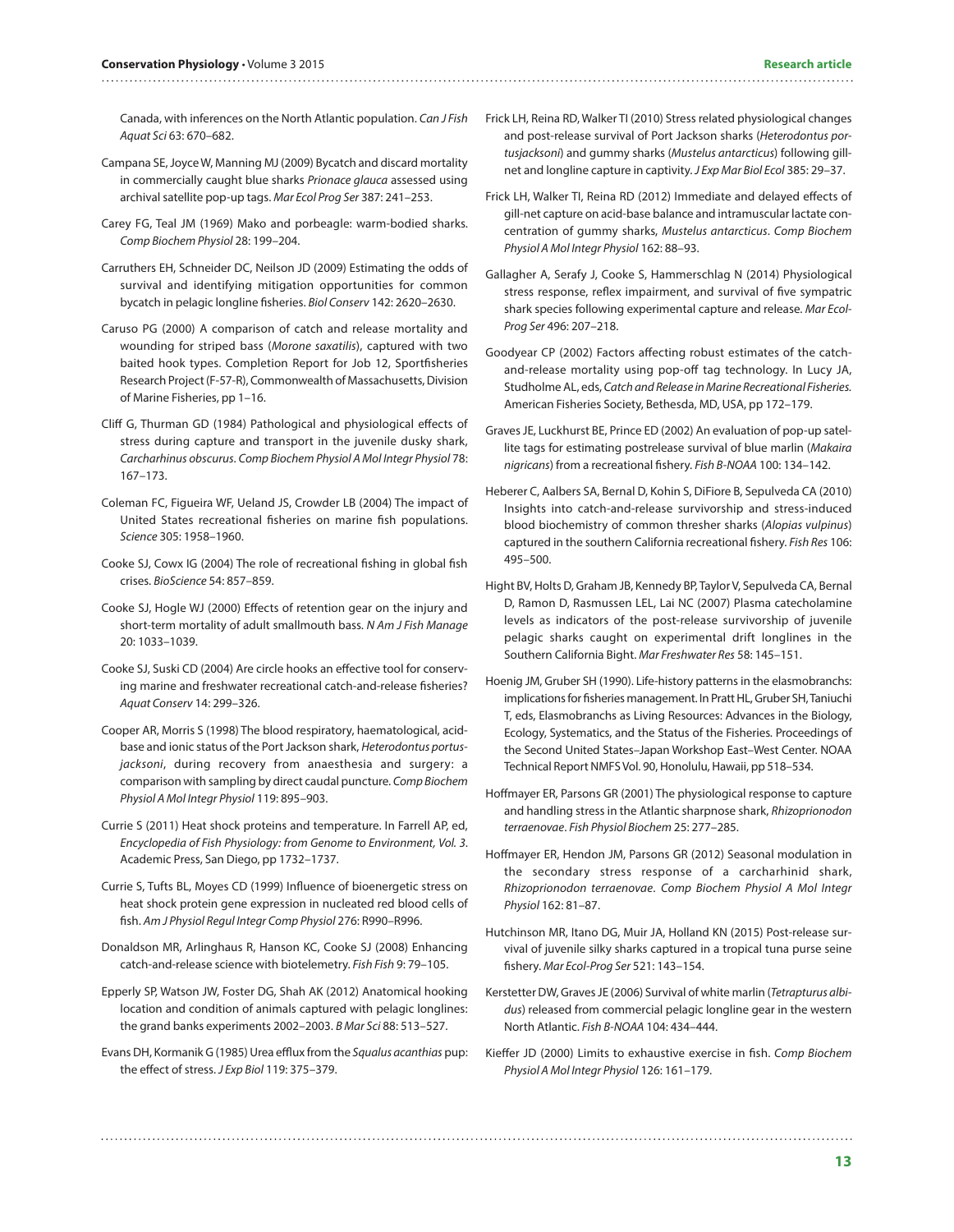Canada, with inferences on the North Atlantic population. *Can J Fish Aquat Sci* 63: 670–682.

Campana SE, Joyce W, Manning MJ (2009) Bycatch and discard mortality in commercially caught blue sharks *Prionace glauca* assessed using archival satellite pop-up tags. *Mar Ecol Prog Ser* 387: 241–253.

Carey FG, Teal JM (1969) Mako and porbeagle: warm-bodied sharks. *Comp Biochem Physiol* 28: 199–204.

Carruthers EH, Schneider DC, Neilson JD (2009) Estimating the odds of survival and identifying mitigation opportunities for common bycatch in pelagic longline fisheries. *Biol Conserv* 142: 2620–2630.

Caruso PG (2000) A comparison of catch and release mortality and wounding for striped bass (*Morone saxatilis*), captured with two baited hook types. Completion Report for Job 12, Sportfisheries Research Project (F-57-R), Commonwealth of Massachusetts, Division of Marine Fisheries, pp 1–16.

Cliff G, Thurman GD (1984) Pathological and physiological effects of stress during capture and transport in the juvenile dusky shark, *Carcharhinus obscurus*. *Comp Biochem Physiol A Mol Integr Physiol* 78: 167–173.

Coleman FC, Figueira WF, Ueland JS, Crowder LB (2004) The impact of United States recreational fisheries on marine fish populations. *Science* 305: 1958–1960.

Cooke SJ, Cowx IG (2004) The role of recreational fishing in global fish crises. *BioScience* 54: 857–859.

Cooke SJ, Hogle WJ (2000) Effects of retention gear on the injury and short-term mortality of adult smallmouth bass. *N Am J Fish Manage* 20: 1033–1039.

Cooke SJ, Suski CD (2004) Are circle hooks an effective tool for conserving marine and freshwater recreational catch-and-release fisheries? *Aquat Conserv* 14: 299–326.

Cooper AR, Morris S (1998) The blood respiratory, haematological, acid-base and ionic status of the Port Jackson shark, *Heterodontus portusjacksoni*, during recovery from anaesthesia and surgery: a comparison with sampling by direct caudal puncture. *Comp Biochem Physiol A Mol Integr Physiol* 119: 895–903.

Currie S (2011) Heat shock proteins and temperature. In Farrell AP, ed, *Encyclopedia of Fish Physiology: from Genome to Environment, Vol. 3*. Academic Press, San Diego, pp 1732–1737.

Currie S, Tufts BL, Moyes CD (1999) Influence of bioenergetic stress on heat shock protein gene expression in nucleated red blood cells of fish. *Am J Physiol Regul Integr Comp Physiol* 276: R990–R996.

Donaldson MR, Arlinghaus R, Hanson KC, Cooke SJ (2008) Enhancing catch-and-release science with biotelemetry. *Fish Fish* 9: 79–105.

Epperly SP, Watson JW, Foster DG, Shah AK (2012) Anatomical hooking location and condition of animals captured with pelagic longlines: the grand banks experiments 2002–2003. *B Mar Sci* 88: 513–527.

Evans DH, Kormanik G (1985) Urea efflux from the *Squalus acanthias* pup: the effect of stress. *J Exp Biol* 119: 375–379.

Frick LH, Reina RD, Walker TI (2010) Stress related physiological changes and post-release survival of Port Jackson sharks (*Heterodontus portusjacksoni*) and gummy sharks (*Mustelus antarcticus*) following gill-net and longline capture in captivity. *J Exp Mar Biol Ecol* 385: 29–37.

Frick LH, Walker TI, Reina RD (2012) Immediate and delayed effects of gill-net capture on acid-base balance and intramuscular lactate concentration of gummy sharks, *Mustelus antarcticus*. *Comp Biochem Physiol A Mol Integr Physiol* 162: 88–93.

Gallagher A, Serafy J, Cooke S, Hammerschlag N (2014) Physiological stress response, reflex impairment, and survival of five sympatric shark species following experimental capture and release. *Mar Ecol-Prog Ser* 496: 207–218.

Goodyear CP (2002) Factors affecting robust estimates of the catch-and-release mortality using pop-off tag technology. In Lucy JA, Studholme AL, eds, *Catch and Release in Marine Recreational Fisheries*. American Fisheries Society, Bethesda, MD, USA, pp 172–179.

Graves JE, Luckhurst BE, Prince ED (2002) An evaluation of pop-up satellite tags for estimating postrelease survival of blue marlin (*Makaira nigricans*) from a recreational fishery. *Fish B-NOAA* 100: 134–142.

Heberer C, Aalbers SA, Bernal D, Kohin S, DiFiore B, Sepulveda CA (2010) Insights into catch-and-release survivorship and stress-induced blood biochemistry of common thresher sharks (*Alopias vulpinus*) captured in the southern California recreational fishery. *Fish Res* 106: 495–500.

Hight BV, Holts D, Graham JB, Kennedy BP, Taylor V, Sepulveda CA, Bernal D, Ramon D, Rasmussen LEL, Lai NC (2007) Plasma catecholamine levels as indicators of the post-release survivorship of juvenile pelagic sharks caught on experimental drift longlines in the Southern California Bight. *Mar Freshwater Res* 58: 145–151.

Hoenig JM, Gruber SH (1990). Life-history patterns in the elasmobranchs: implications for fisheries management. In Pratt HL, Gruber SH, Taniuchi T, eds, Elasmobranchs as Living Resources: Advances in the Biology, Ecology, Systematics, and the Status of the Fisheries. Proceedings of the Second United States–Japan Workshop East–West Center. NOAA Technical Report NMFS Vol. 90, Honolulu, Hawaii, pp 518–534.

Hoffmayer ER, Parsons GR (2001) The physiological response to capture and handling stress in the Atlantic sharpnose shark, *Rhizoprionodon terraenovae*. *Fish Physiol Biochem* 25: 277–285.

Hoffmayer ER, Hendon JM, Parsons GR (2012) Seasonal modulation in the secondary stress response of a carcharhinid shark, *Rhizoprionodon terraenovae*. *Comp Biochem Physiol A Mol Integr Physiol* 162: 81–87.

Hutchinson MR, Itano DG, Muir JA, Holland KN (2015) Post-release survival of juvenile silky sharks captured in a tropical tuna purse seine fishery. *Mar Ecol-Prog Ser* 521: 143–154.

Kerstetter DW, Graves JE (2006) Survival of white marlin (*Tetrapturus albidus*) released from commercial pelagic longline gear in the western North Atlantic. *Fish B-NOAA* 104: 434–444.

Kieffer JD (2000) Limits to exhaustive exercise in fish. *Comp Biochem Physiol A Mol Integr Physiol* 126: 161–179.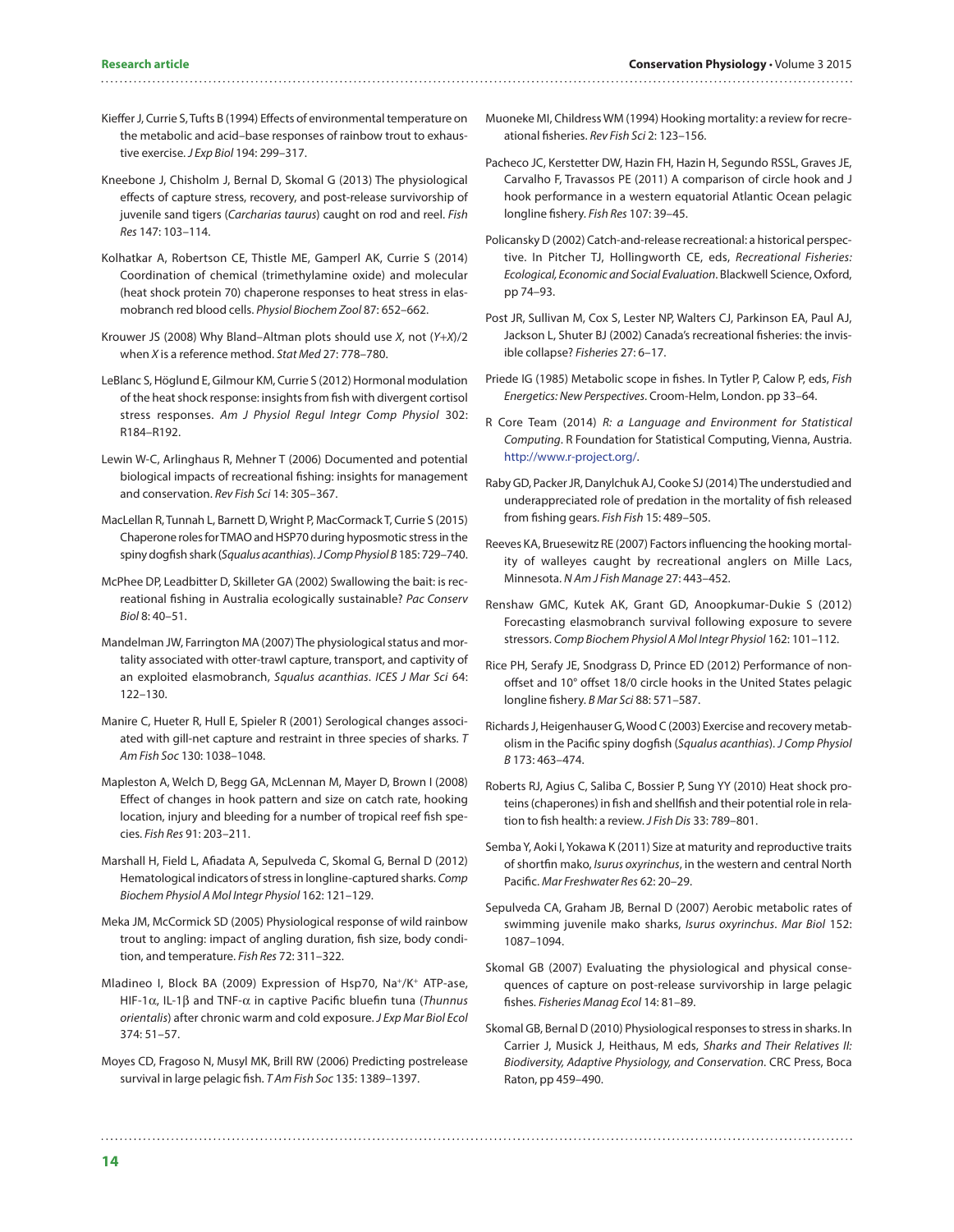Kieffer J, Currie S, Tufts B (1994) Effects of environmental temperature on the metabolic and acid–base responses of rainbow trout to exhaustive exercise. *J Exp Biol* 194: 299–317.

Kneebone J, Chisholm J, Bernal D, Skomal G (2013) The physiological effects of capture stress, recovery, and post-release survivorship of juvenile sand tigers (*Carcharias taurus*) caught on rod and reel. *Fish Res* 147: 103–114.

Kolhatkar A, Robertson CE, Thistle ME, Gamperl AK, Currie S (2014) Coordination of chemical (trimethylamine oxide) and molecular (heat shock protein 70) chaperone responses to heat stress in elasmobranch red blood cells. *Physiol Biochem Zool* 87: 652–662.

Krouwer JS (2008) Why Bland–Altman plots should use *X*, not (*Y*+*X*)/2 when *X* is a reference method. *Stat Med* 27: 778–780.

LeBlanc S, Höglund E, Gilmour KM, Currie S (2012) Hormonal modulation of the heat shock response: insights from fish with divergent cortisol stress responses. *Am J Physiol Regul Integr Comp Physiol* 302: R184–R192.

Lewin W-C, Arlinghaus R, Mehner T (2006) Documented and potential biological impacts of recreational fishing: insights for management and conservation. *Rev Fish Sci* 14: 305–367.

MacLellan R, Tunnah L, Barnett D, Wright P, MacCormack T, Currie S (2015) Chaperone roles for TMAO and HSP70 during hyposmotic stress in the spiny dogfish shark (*Squalus acanthias*). *J Comp Physiol B* 185: 729–740.

McPhee DP, Leadbitter D, Skilleter GA (2002) Swallowing the bait: is recreational fishing in Australia ecologically sustainable? *Pac Conserv Biol* 8: 40–51.

Mandelman JW, Farrington MA (2007) The physiological status and mortality associated with otter-trawl capture, transport, and captivity of an exploited elasmobranch, *Squalus acanthias*. *ICES J Mar Sci* 64: 122–130.

Manire C, Hueter R, Hull E, Spieler R (2001) Serological changes associated with gill-net capture and restraint in three species of sharks. *T Am Fish Soc* 130: 1038–1048.

Mapleston A, Welch D, Begg GA, McLennan M, Mayer D, Brown I (2008) Effect of changes in hook pattern and size on catch rate, hooking location, injury and bleeding for a number of tropical reef fish species. *Fish Res* 91: 203–211.

Marshall H, Field L, Afiadata A, Sepulveda C, Skomal G, Bernal D (2012) Hematological indicators of stress in longline-captured sharks. *Comp Biochem Physiol A Mol Integr Physiol* 162: 121–129.

Meka JM, McCormick SD (2005) Physiological response of wild rainbow trout to angling: impact of angling duration, fish size, body condition, and temperature. *Fish Res* 72: 311–322.

Mladineo I, Block BA (2009) Expression of Hsp70, $Na^+/K^+$ ATP-ase, HIF-1$\alpha$, IL-1$\beta$ and TNF-$\alpha$ in captive Pacific bluefin tuna (*Thunnus orientalis*) after chronic warm and cold exposure. *J Exp Mar Biol Ecol* 374: 51–57.

Moyes CD, Fragoso N, Musyl MK, Brill RW (2006) Predicting postrelease survival in large pelagic fish. *T Am Fish Soc* 135: 1389–1397.

Muoneke MI, Childress WM (1994) Hooking mortality: a review for recreational fisheries. *Rev Fish Sci* 2: 123–156.

Pacheco JC, Kerstetter DW, Hazin FH, Hazin H, Segundo RSSL, Graves JE, Carvalho F, Travassos PE (2011) A comparison of circle hook and J hook performance in a western equatorial Atlantic Ocean pelagic longline fishery. *Fish Res* 107: 39–45.

Policansky D (2002) Catch-and-release recreational: a historical perspective. In Pitcher TJ, Hollingworth CE, eds, *Recreational Fisheries: Ecological, Economic and Social Evaluation*. Blackwell Science, Oxford, pp 74–93.

Post JR, Sullivan M, Cox S, Lester NP, Walters CJ, Parkinson EA, Paul AJ, Jackson L, Shuter BJ (2002) Canada's recreational fisheries: the invisible collapse? *Fisheries* 27: 6–17.

Priede IG (1985) Metabolic scope in fishes. In Tytler P, Calow P, eds, *Fish Energetics: New Perspectives*. Croom-Helm, London. pp 33–64.

R Core Team (2014) *R: a Language and Environment for Statistical Computing*. R Foundation for Statistical Computing, Vienna, Austria. http://www.r-project.org/.

Raby GD, Packer JR, Danylchuk AJ, Cooke SJ (2014) The understudied and underappreciated role of predation in the mortality of fish released from fishing gears. *Fish Fish* 15: 489–505.

Reeves KA, Bruesewitz RE (2007) Factors influencing the hooking mortality of walleyes caught by recreational anglers on Mille Lacs, Minnesota. *N Am J Fish Manage* 27: 443–452.

Renshaw GMC, Kutek AK, Grant GD, Anoopkumar-Dukie S (2012) Forecasting elasmobranch survival following exposure to severe stressors. *Comp Biochem Physiol A Mol Integr Physiol* 162: 101–112.

Rice PH, Serafy JE, Snodgrass D, Prince ED (2012) Performance of non-offset and 10° offset 18/0 circle hooks in the United States pelagic longline fishery. *B Mar Sci* 88: 571–587.

Richards J, Heigenhauser G, Wood C (2003) Exercise and recovery metabolism in the Pacific spiny dogfish (*Squalus acanthias*). *J Comp Physiol B* 173: 463–474.

Roberts RJ, Agius C, Saliba C, Bossier P, Sung YY (2010) Heat shock proteins (chaperones) in fish and shellfish and their potential role in relation to fish health: a review. *J Fish Dis* 33: 789–801.

Semba Y, Aoki I, Yokawa K (2011) Size at maturity and reproductive traits of shortfin mako, *Isurus oxyrinchus*, in the western and central North Pacific. *Mar Freshwater Res* 62: 20–29.

Sepulveda CA, Graham JB, Bernal D (2007) Aerobic metabolic rates of swimming juvenile mako sharks, *Isurus oxyrinchus*. *Mar Biol* 152: 1087–1094.

Skomal GB (2007) Evaluating the physiological and physical consequences of capture on post-release survivorship in large pelagic fishes. *Fisheries Manag Ecol* 14: 81–89.

Skomal GB, Bernal D (2010) Physiological responses to stress in sharks. In Carrier J, Musick J, Heithaus, M eds, *Sharks and Their Relatives II: Biodiversity, Adaptive Physiology, and Conservation*. CRC Press, Boca Raton, pp 459–490.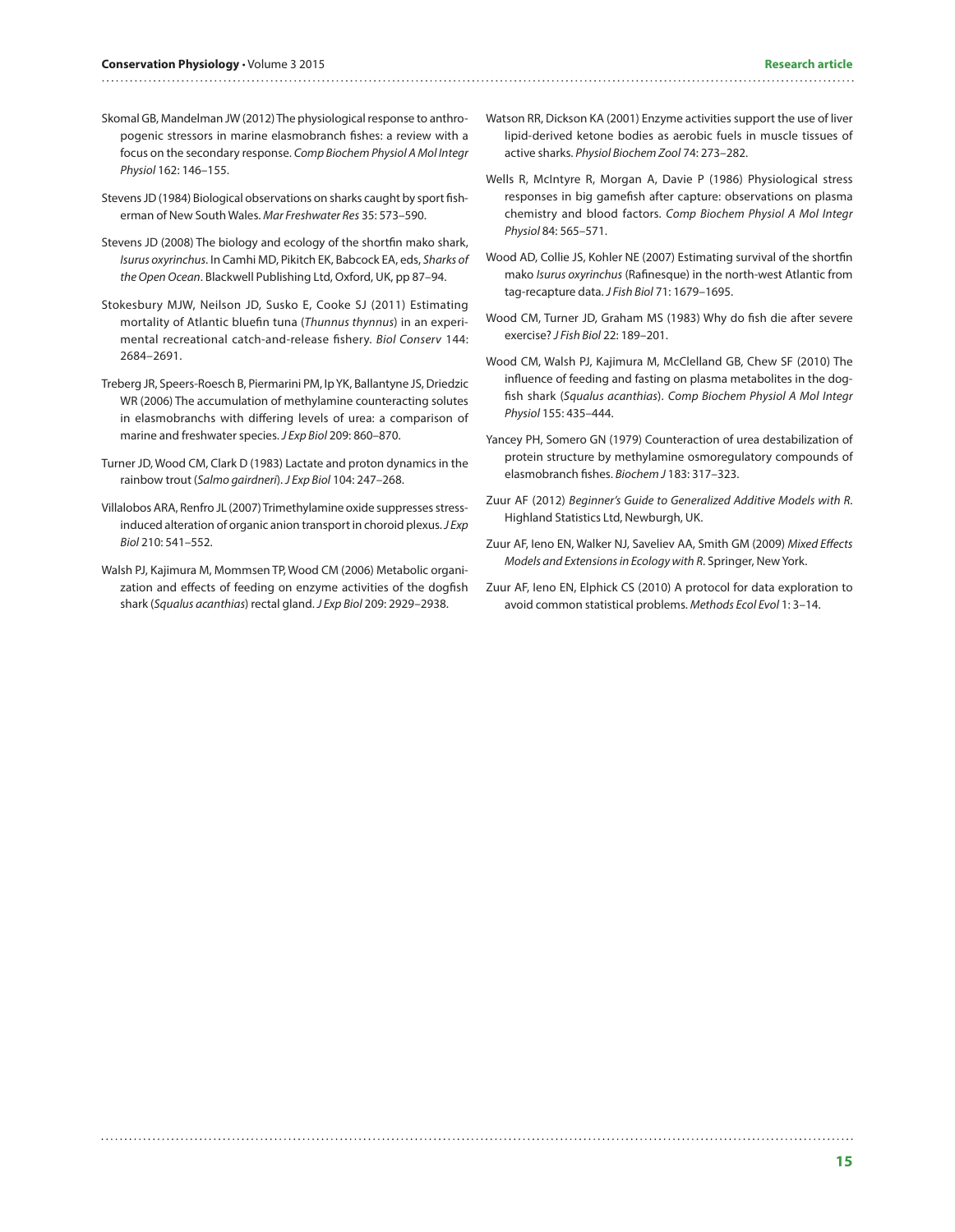Skomal GB, Mandelman JW (2012) The physiological response to anthropogenic stressors in marine elasmobranch fishes: a review with a focus on the secondary response. *Comp Biochem Physiol A Mol Integr Physiol* 162: 146–155.

Stevens JD (1984) Biological observations on sharks caught by sport fisherman of New South Wales. *Mar Freshwater Res* 35: 573–590.

Stevens JD (2008) The biology and ecology of the shortfin mako shark, *Isurus oxyrinchus*. In Camhi MD, Pikitch EK, Babcock EA, eds, *Sharks of the Open Ocean*. Blackwell Publishing Ltd, Oxford, UK, pp 87–94.

Stokesbury MJW, Neilson JD, Susko E, Cooke SJ (2011) Estimating mortality of Atlantic bluefin tuna (*Thunnus thynnus*) in an experimental recreational catch-and-release fishery. *Biol Conserv* 144: 2684–2691.

Treberg JR, Speers-Roesch B, Piermarini PM, Ip YK, Ballantyne JS, Driedzic WR (2006) The accumulation of methylamine counteracting solutes in elasmobranchs with differing levels of urea: a comparison of marine and freshwater species. *J Exp Biol* 209: 860–870.

Turner JD, Wood CM, Clark D (1983) Lactate and proton dynamics in the rainbow trout (*Salmo gairdneri*). *J Exp Biol* 104: 247–268.

Villalobos ARA, Renfro JL (2007) Trimethylamine oxide suppresses stress-induced alteration of organic anion transport in choroid plexus. *J Exp Biol* 210: 541–552.

Walsh PJ, Kajimura M, Mommsen TP, Wood CM (2006) Metabolic organization and effects of feeding on enzyme activities of the dogfish shark (*Squalus acanthias*) rectal gland. *J Exp Biol* 209: 2929–2938.

Watson RR, Dickson KA (2001) Enzyme activities support the use of liver lipid-derived ketone bodies as aerobic fuels in muscle tissues of active sharks. *Physiol Biochem Zool* 74: 273–282.

Wells R, McIntyre R, Morgan A, Davie P (1986) Physiological stress responses in big gamefish after capture: observations on plasma chemistry and blood factors. *Comp Biochem Physiol A Mol Integr Physiol* 84: 565–571.

Wood AD, Collie JS, Kohler NE (2007) Estimating survival of the shortfin mako *Isurus oxyrinchus* (Rafinesque) in the north-west Atlantic from tag-recapture data. *J Fish Biol* 71: 1679–1695.

Wood CM, Turner JD, Graham MS (1983) Why do fish die after severe exercise? *J Fish Biol* 22: 189–201.

Wood CM, Walsh PJ, Kajimura M, McClelland GB, Chew SF (2010) The influence of feeding and fasting on plasma metabolites in the dogfish shark (*Squalus acanthias*). *Comp Biochem Physiol A Mol Integr Physiol* 155: 435–444.

Yancey PH, Somero GN (1979) Counteraction of urea destabilization of protein structure by methylamine osmoregulatory compounds of elasmobranch fishes. *Biochem J* 183: 317–323.

Zuur AF (2012) *Beginner's Guide to Generalized Additive Models with R*. Highland Statistics Ltd, Newburgh, UK.

Zuur AF, Ieno EN, Walker NJ, Saveliev AA, Smith GM (2009) *Mixed Effects Models and Extensions in Ecology with R*. Springer, New York.

Zuur AF, Ieno EN, Elphick CS (2010) A protocol for data exploration to avoid common statistical problems. *Methods Ecol Evol* 1: 3–14.